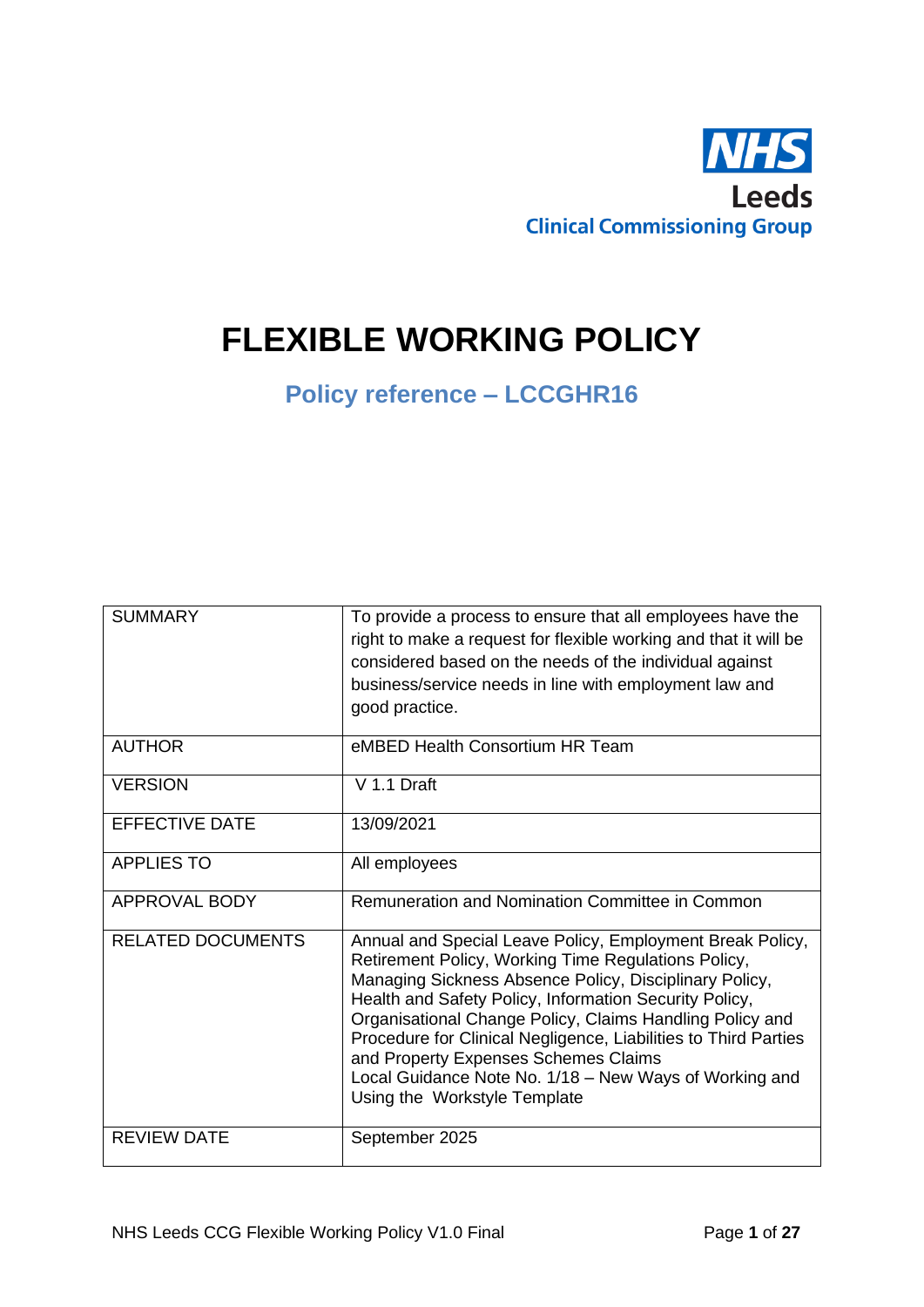NHS
Leeds
Clinical Commissioning Group

# FLEXIBLE WORKING POLICY

## Policy reference – LCCGHR16

| SUMMARY | To provide a process to ensure that all employees have the right to make a request for flexible working and that it will be considered based on the needs of the individual against business/service needs in line with employment law and good practice. |
| --- | --- |
| AUTHOR | eMBED Health Consortium HR Team |
| VERSION | V 1.1 Draft |
| EFFECTIVE DATE | 13/09/2021 |
| APPLIES TO | All employees |
| APPROVAL BODY | Remuneration and Nomination Committee in Common |
| RELATED DOCUMENTS | Annual and Special Leave Policy, Employment Break Policy, Retirement Policy, Working Time Regulations Policy, Managing Sickness Absence Policy, Disciplinary Policy, Health and Safety Policy, Information Security Policy, Organisational Change Policy, Claims Handling Policy and Procedure for Clinical Negligence, Liabilities to Third Parties and Property Expenses Schemes Claims<br>Local Guidance Note No. 1/18 – New Ways of Working and Using the Workstyle Template |
| REVIEW DATE | September 2025 |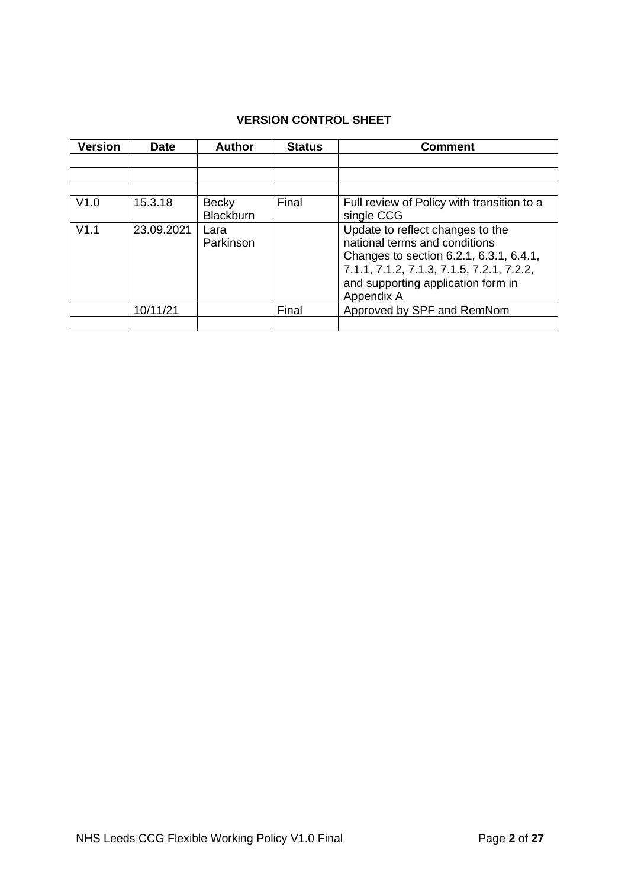**VERSION CONTROL SHEET**

| Version | Date | Author | Status | Comment |
|---|---|---|---|---|
| | | | | |
| | | | | |
| | | | | |
| V1.0 | 15.3.18 | Becky Blackburn | Final | Full review of Policy with transition to a single CCG |
| V1.1 | 23.09.2021 | Lara Parkinson | | Update to reflect changes to the national terms and conditions Changes to section 6.2.1, 6.3.1, 6.4.1, 7.1.1, 7.1.2, 7.1.3, 7.1.5, 7.2.1, 7.2.2, and supporting application form in Appendix A |
| | 10/11/21 | | Final | Approved by SPF and RemNom |
| | | | | |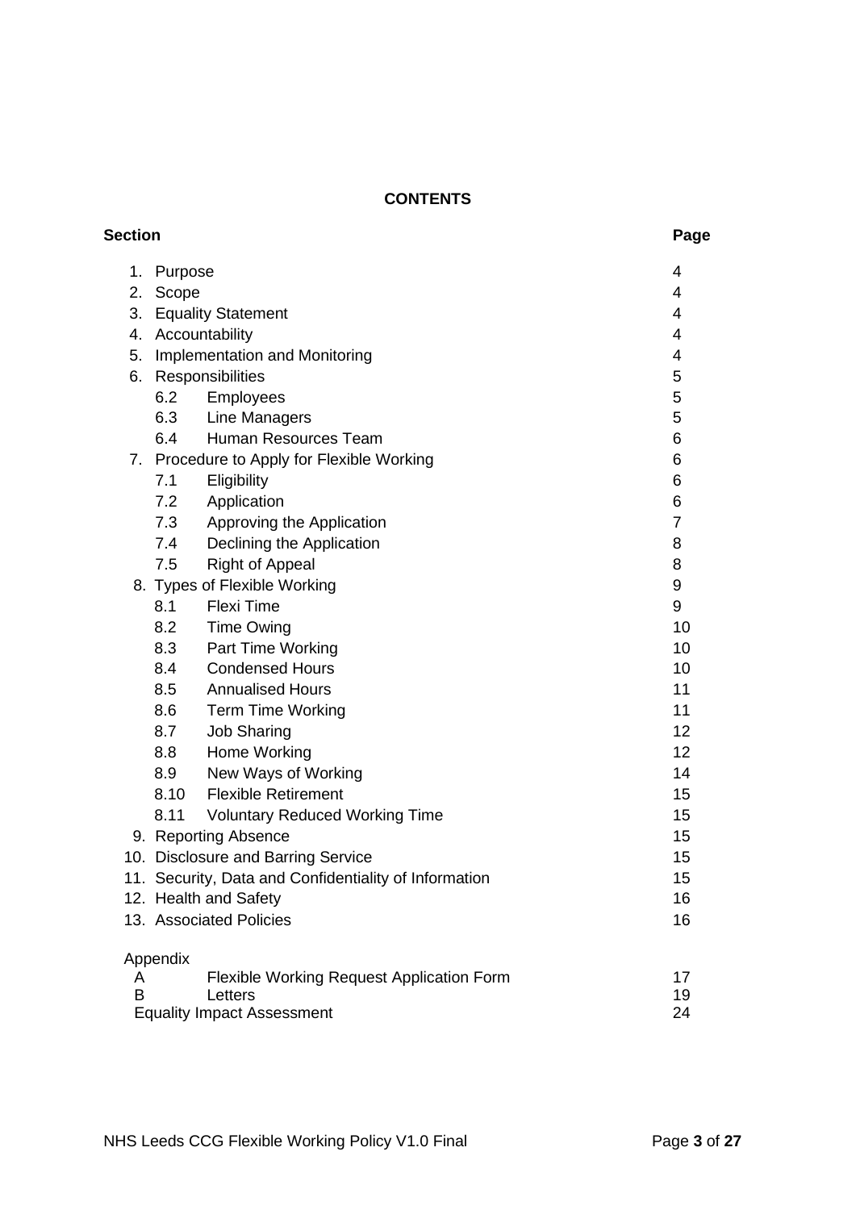**CONTENTS**

| Section | | | Page |
|---|---|---|---|
| 1. | Purpose | | 4 |
| 2. | Scope | | 4 |
| 3. | Equality Statement | | 4 |
| 4. | Accountability | | 4 |
| 5. | Implementation and Monitoring | | 4 |
| 6. | Responsibilities | | 5 |
| | 6.2 | Employees | 5 |
| | 6.3 | Line Managers | 5 |
| | 6.4 | Human Resources Team | 6 |
| 7. | Procedure to Apply for Flexible Working | | 6 |
| | 7.1 | Eligibility | 6 |
| | 7.2 | Application | 6 |
| | 7.3 | Approving the Application | 7 |
| | 7.4 | Declining the Application | 8 |
| | 7.5 | Right of Appeal | 8 |
| 8. | Types of Flexible Working | | 9 |
| | 8.1 | Flexi Time | 9 |
| | 8.2 | Time Owing | 10 |
| | 8.3 | Part Time Working | 10 |
| | 8.4 | Condensed Hours | 10 |
| | 8.5 | Annualised Hours | 11 |
| | 8.6 | Term Time Working | 11 |
| | 8.7 | Job Sharing | 12 |
| | 8.8 | Home Working | 12 |
| | 8.9 | New Ways of Working | 14 |
| | 8.10 | Flexible Retirement | 15 |
| | 8.11 | Voluntary Reduced Working Time | 15 |
| 9. | Reporting Absence | | 15 |
| 10. | Disclosure and Barring Service | | 15 |
| 11. | Security, Data and Confidentiality of Information | | 15 |
| 12. | Health and Safety | | 16 |
| 13. | Associated Policies | | 16 |
| Appendix | | | |
| A | Flexible Working Request Application Form | | 17 |
| B | Letters | | 19 |
| | Equality Impact Assessment | | 24 |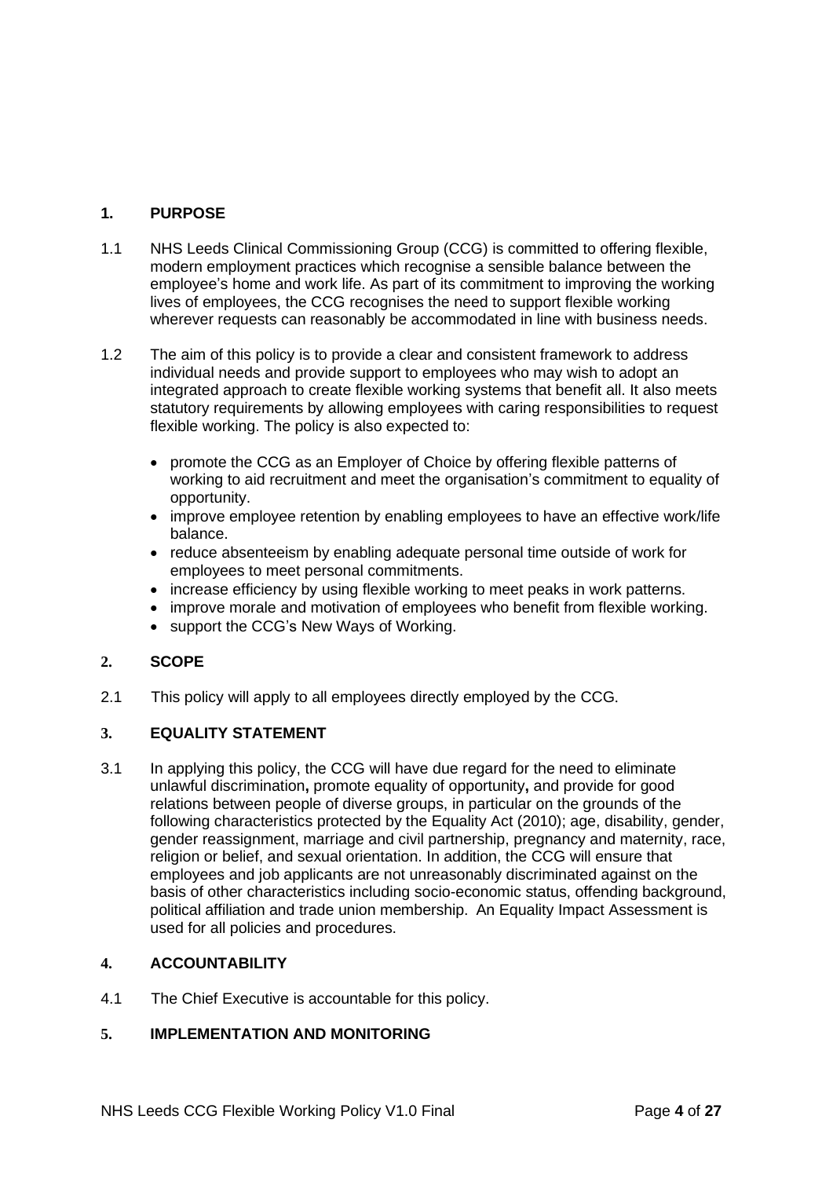## 1. PURPOSE

1.1 NHS Leeds Clinical Commissioning Group (CCG) is committed to offering flexible, modern employment practices which recognise a sensible balance between the employee's home and work life. As part of its commitment to improving the working lives of employees, the CCG recognises the need to support flexible working wherever requests can reasonably be accommodated in line with business needs.

1.2 The aim of this policy is to provide a clear and consistent framework to address individual needs and provide support to employees who may wish to adopt an integrated approach to create flexible working systems that benefit all. It also meets statutory requirements by allowing employees with caring responsibilities to request flexible working. The policy is also expected to:

- promote the CCG as an Employer of Choice by offering flexible patterns of working to aid recruitment and meet the organisation's commitment to equality of opportunity.
- improve employee retention by enabling employees to have an effective work/life balance.
- reduce absenteeism by enabling adequate personal time outside of work for employees to meet personal commitments.
- increase efficiency by using flexible working to meet peaks in work patterns.
- improve morale and motivation of employees who benefit from flexible working.
- support the CCG's New Ways of Working.

## 2. SCOPE

2.1 This policy will apply to all employees directly employed by the CCG.

## 3. EQUALITY STATEMENT

3.1 In applying this policy, the CCG will have due regard for the need to eliminate unlawful discrimination**,** promote equality of opportunity**,** and provide for good relations between people of diverse groups, in particular on the grounds of the following characteristics protected by the Equality Act (2010); age, disability, gender, gender reassignment, marriage and civil partnership, pregnancy and maternity, race, religion or belief, and sexual orientation. In addition, the CCG will ensure that employees and job applicants are not unreasonably discriminated against on the basis of other characteristics including socio-economic status, offending background, political affiliation and trade union membership. An Equality Impact Assessment is used for all policies and procedures.

## 4. ACCOUNTABILITY

4.1 The Chief Executive is accountable for this policy.

## 5. IMPLEMENTATION AND MONITORING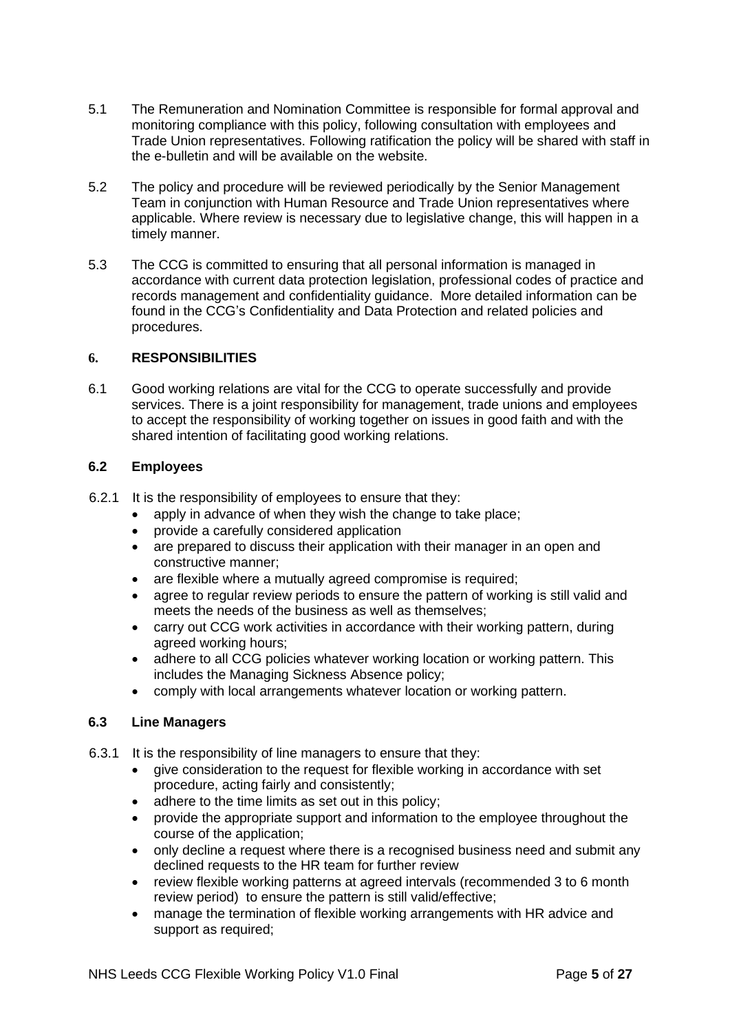5.1 The Remuneration and Nomination Committee is responsible for formal approval and monitoring compliance with this policy, following consultation with employees and Trade Union representatives. Following ratification the policy will be shared with staff in the e-bulletin and will be available on the website.

5.2 The policy and procedure will be reviewed periodically by the Senior Management Team in conjunction with Human Resource and Trade Union representatives where applicable. Where review is necessary due to legislative change, this will happen in a timely manner.

5.3 The CCG is committed to ensuring that all personal information is managed in accordance with current data protection legislation, professional codes of practice and records management and confidentiality guidance. More detailed information can be found in the CCG's Confidentiality and Data Protection and related policies and procedures.

## 6. RESPONSIBILITIES

6.1 Good working relations are vital for the CCG to operate successfully and provide services. There is a joint responsibility for management, trade unions and employees to accept the responsibility of working together on issues in good faith and with the shared intention of facilitating good working relations.

### 6.2 Employees

6.2.1 It is the responsibility of employees to ensure that they:

- apply in advance of when they wish the change to take place;
- provide a carefully considered application
- are prepared to discuss their application with their manager in an open and constructive manner;
- are flexible where a mutually agreed compromise is required;
- agree to regular review periods to ensure the pattern of working is still valid and meets the needs of the business as well as themselves;
- carry out CCG work activities in accordance with their working pattern, during agreed working hours;
- adhere to all CCG policies whatever working location or working pattern. This includes the Managing Sickness Absence policy;
- comply with local arrangements whatever location or working pattern.

### 6.3 Line Managers

6.3.1 It is the responsibility of line managers to ensure that they:

- give consideration to the request for flexible working in accordance with set procedure, acting fairly and consistently;
- adhere to the time limits as set out in this policy;
- provide the appropriate support and information to the employee throughout the course of the application;
- only decline a request where there is a recognised business need and submit any declined requests to the HR team for further review
- review flexible working patterns at agreed intervals (recommended 3 to 6 month review period) to ensure the pattern is still valid/effective;
- manage the termination of flexible working arrangements with HR advice and support as required;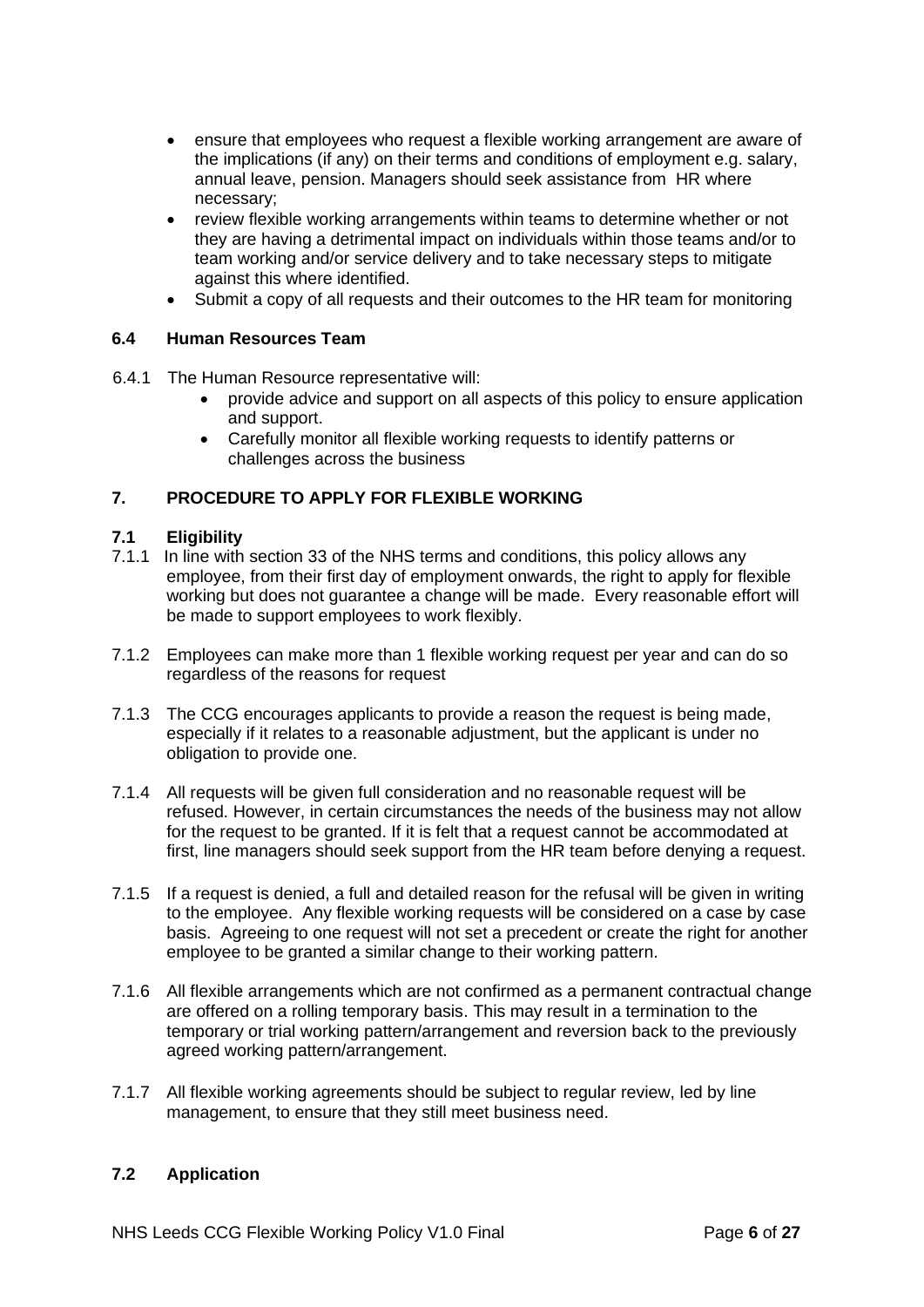- ensure that employees who request a flexible working arrangement are aware of the implications (if any) on their terms and conditions of employment e.g. salary, annual leave, pension. Managers should seek assistance from HR where necessary;
- review flexible working arrangements within teams to determine whether or not they are having a detrimental impact on individuals within those teams and/or to team working and/or service delivery and to take necessary steps to mitigate against this where identified.
- Submit a copy of all requests and their outcomes to the HR team for monitoring

### 6.4 Human Resources Team

6.4.1 The Human Resource representative will:

- provide advice and support on all aspects of this policy to ensure application and support.
- Carefully monitor all flexible working requests to identify patterns or challenges across the business

## 7. PROCEDURE TO APPLY FOR FLEXIBLE WORKING

### 7.1 Eligibility

7.1.1 In line with section 33 of the NHS terms and conditions, this policy allows any employee, from their first day of employment onwards, the right to apply for flexible working but does not guarantee a change will be made. Every reasonable effort will be made to support employees to work flexibly.

7.1.2 Employees can make more than 1 flexible working request per year and can do so regardless of the reasons for request

7.1.3 The CCG encourages applicants to provide a reason the request is being made, especially if it relates to a reasonable adjustment, but the applicant is under no obligation to provide one.

7.1.4 All requests will be given full consideration and no reasonable request will be refused. However, in certain circumstances the needs of the business may not allow for the request to be granted. If it is felt that a request cannot be accommodated at first, line managers should seek support from the HR team before denying a request.

7.1.5 If a request is denied, a full and detailed reason for the refusal will be given in writing to the employee. Any flexible working requests will be considered on a case by case basis. Agreeing to one request will not set a precedent or create the right for another employee to be granted a similar change to their working pattern.

7.1.6 All flexible arrangements which are not confirmed as a permanent contractual change are offered on a rolling temporary basis. This may result in a termination to the temporary or trial working pattern/arrangement and reversion back to the previously agreed working pattern/arrangement.

7.1.7 All flexible working agreements should be subject to regular review, led by line management, to ensure that they still meet business need.

### 7.2 Application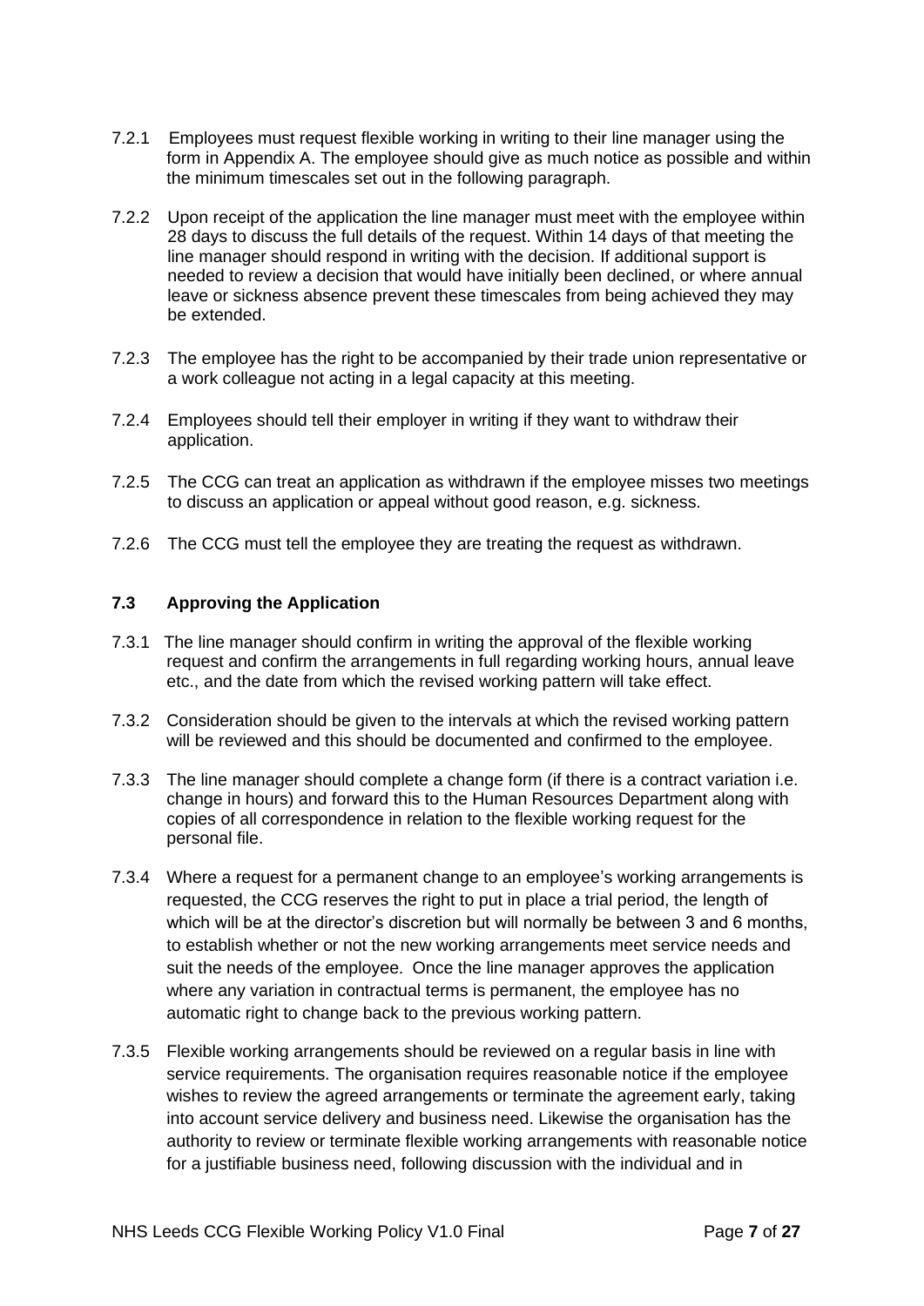7.2.1 Employees must request flexible working in writing to their line manager using the form in Appendix A. The employee should give as much notice as possible and within the minimum timescales set out in the following paragraph.

7.2.2 Upon receipt of the application the line manager must meet with the employee within 28 days to discuss the full details of the request. Within 14 days of that meeting the line manager should respond in writing with the decision. If additional support is needed to review a decision that would have initially been declined, or where annual leave or sickness absence prevent these timescales from being achieved they may be extended.

7.2.3 The employee has the right to be accompanied by their trade union representative or a work colleague not acting in a legal capacity at this meeting.

7.2.4 Employees should tell their employer in writing if they want to withdraw their application.

7.2.5 The CCG can treat an application as withdrawn if the employee misses two meetings to discuss an application or appeal without good reason, e.g. sickness.

7.2.6 The CCG must tell the employee they are treating the request as withdrawn.

### 7.3 Approving the Application

7.3.1 The line manager should confirm in writing the approval of the flexible working request and confirm the arrangements in full regarding working hours, annual leave etc., and the date from which the revised working pattern will take effect.

7.3.2 Consideration should be given to the intervals at which the revised working pattern will be reviewed and this should be documented and confirmed to the employee.

7.3.3 The line manager should complete a change form (if there is a contract variation i.e. change in hours) and forward this to the Human Resources Department along with copies of all correspondence in relation to the flexible working request for the personal file.

7.3.4 Where a request for a permanent change to an employee's working arrangements is requested, the CCG reserves the right to put in place a trial period, the length of which will be at the director's discretion but will normally be between 3 and 6 months, to establish whether or not the new working arrangements meet service needs and suit the needs of the employee. Once the line manager approves the application where any variation in contractual terms is permanent, the employee has no automatic right to change back to the previous working pattern.

7.3.5 Flexible working arrangements should be reviewed on a regular basis in line with service requirements. The organisation requires reasonable notice if the employee wishes to review the agreed arrangements or terminate the agreement early, taking into account service delivery and business need. Likewise the organisation has the authority to review or terminate flexible working arrangements with reasonable notice for a justifiable business need, following discussion with the individual and in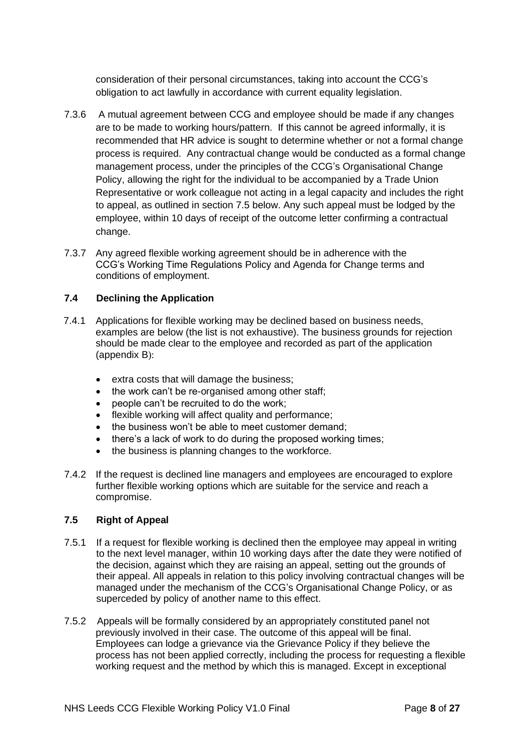consideration of their personal circumstances, taking into account the CCG's obligation to act lawfully in accordance with current equality legislation.

7.3.6 A mutual agreement between CCG and employee should be made if any changes are to be made to working hours/pattern. If this cannot be agreed informally, it is recommended that HR advice is sought to determine whether or not a formal change process is required. Any contractual change would be conducted as a formal change management process, under the principles of the CCG's Organisational Change Policy, allowing the right for the individual to be accompanied by a Trade Union Representative or work colleague not acting in a legal capacity and includes the right to appeal, as outlined in section 7.5 below. Any such appeal must be lodged by the employee, within 10 days of receipt of the outcome letter confirming a contractual change.

7.3.7 Any agreed flexible working agreement should be in adherence with the CCG's Working Time Regulations Policy and Agenda for Change terms and conditions of employment.

### 7.4 Declining the Application

7.4.1 Applications for flexible working may be declined based on business needs, examples are below (the list is not exhaustive). The business grounds for rejection should be made clear to the employee and recorded as part of the application (appendix B):

- extra costs that will damage the business;
- the work can't be re-organised among other staff;
- people can't be recruited to do the work;
- flexible working will affect quality and performance;
- the business won't be able to meet customer demand;
- there's a lack of work to do during the proposed working times;
- the business is planning changes to the workforce.

7.4.2 If the request is declined line managers and employees are encouraged to explore further flexible working options which are suitable for the service and reach a compromise.

### 7.5 Right of Appeal

7.5.1 If a request for flexible working is declined then the employee may appeal in writing to the next level manager, within 10 working days after the date they were notified of the decision, against which they are raising an appeal, setting out the grounds of their appeal. All appeals in relation to this policy involving contractual changes will be managed under the mechanism of the CCG's Organisational Change Policy, or as superceded by policy of another name to this effect.

7.5.2 Appeals will be formally considered by an appropriately constituted panel not previously involved in their case. The outcome of this appeal will be final. Employees can lodge a grievance via the Grievance Policy if they believe the process has not been applied correctly, including the process for requesting a flexible working request and the method by which this is managed. Except in exceptional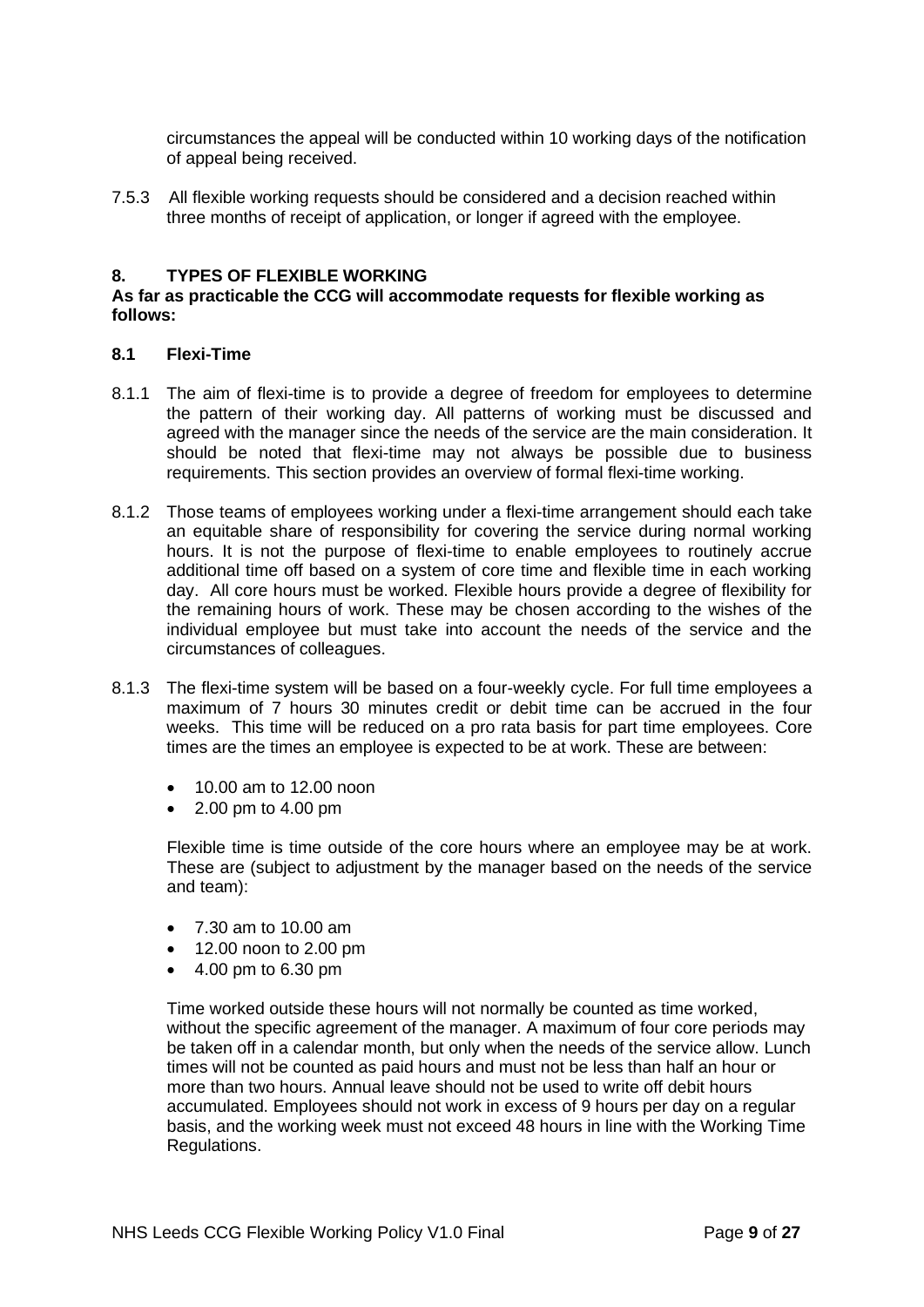circumstances the appeal will be conducted within 10 working days of the notification of appeal being received.

7.5.3 All flexible working requests should be considered and a decision reached within three months of receipt of application, or longer if agreed with the employee.

## 8. TYPES OF FLEXIBLE WORKING

**As far as practicable the CCG will accommodate requests for flexible working as follows:**

### 8.1 Flexi-Time

8.1.1 The aim of flexi-time is to provide a degree of freedom for employees to determine the pattern of their working day. All patterns of working must be discussed and agreed with the manager since the needs of the service are the main consideration. It should be noted that flexi-time may not always be possible due to business requirements. This section provides an overview of formal flexi-time working.

8.1.2 Those teams of employees working under a flexi-time arrangement should each take an equitable share of responsibility for covering the service during normal working hours. It is not the purpose of flexi-time to enable employees to routinely accrue additional time off based on a system of core time and flexible time in each working day. All core hours must be worked. Flexible hours provide a degree of flexibility for the remaining hours of work. These may be chosen according to the wishes of the individual employee but must take into account the needs of the service and the circumstances of colleagues.

8.1.3 The flexi-time system will be based on a four-weekly cycle. For full time employees a maximum of 7 hours 30 minutes credit or debit time can be accrued in the four weeks. This time will be reduced on a pro rata basis for part time employees. Core times are the times an employee is expected to be at work. These are between:

- 10.00 am to 12.00 noon
- 2.00 pm to 4.00 pm

Flexible time is time outside of the core hours where an employee may be at work. These are (subject to adjustment by the manager based on the needs of the service and team):

- 7.30 am to 10.00 am
- 12.00 noon to 2.00 pm
- 4.00 pm to 6.30 pm

Time worked outside these hours will not normally be counted as time worked, without the specific agreement of the manager. A maximum of four core periods may be taken off in a calendar month, but only when the needs of the service allow. Lunch times will not be counted as paid hours and must not be less than half an hour or more than two hours. Annual leave should not be used to write off debit hours accumulated. Employees should not work in excess of 9 hours per day on a regular basis, and the working week must not exceed 48 hours in line with the Working Time Regulations.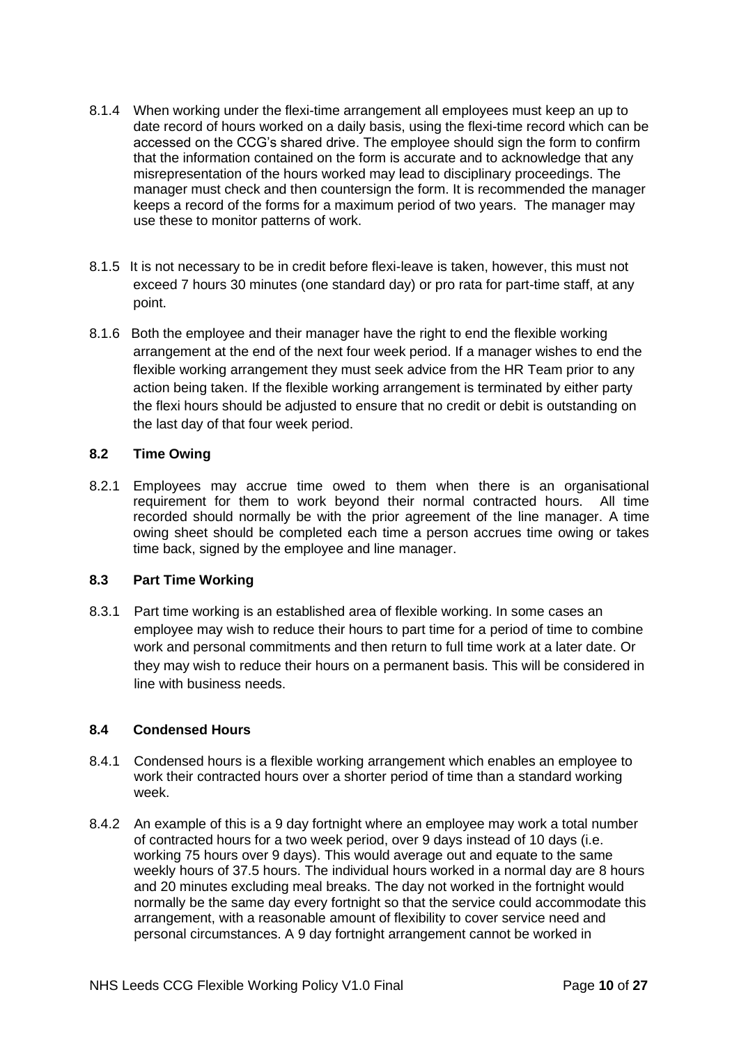8.1.4 When working under the flexi-time arrangement all employees must keep an up to date record of hours worked on a daily basis, using the flexi-time record which can be accessed on the CCG's shared drive. The employee should sign the form to confirm that the information contained on the form is accurate and to acknowledge that any misrepresentation of the hours worked may lead to disciplinary proceedings. The manager must check and then countersign the form. It is recommended the manager keeps a record of the forms for a maximum period of two years. The manager may use these to monitor patterns of work.

8.1.5 It is not necessary to be in credit before flexi-leave is taken, however, this must not exceed 7 hours 30 minutes (one standard day) or pro rata for part-time staff, at any point.

8.1.6 Both the employee and their manager have the right to end the flexible working arrangement at the end of the next four week period. If a manager wishes to end the flexible working arrangement they must seek advice from the HR Team prior to any action being taken. If the flexible working arrangement is terminated by either party the flexi hours should be adjusted to ensure that no credit or debit is outstanding on the last day of that four week period.

### 8.2 Time Owing

8.2.1 Employees may accrue time owed to them when there is an organisational requirement for them to work beyond their normal contracted hours. All time recorded should normally be with the prior agreement of the line manager. A time owing sheet should be completed each time a person accrues time owing or takes time back, signed by the employee and line manager.

### 8.3 Part Time Working

8.3.1 Part time working is an established area of flexible working. In some cases an employee may wish to reduce their hours to part time for a period of time to combine work and personal commitments and then return to full time work at a later date. Or they may wish to reduce their hours on a permanent basis. This will be considered in line with business needs.

### 8.4 Condensed Hours

8.4.1 Condensed hours is a flexible working arrangement which enables an employee to work their contracted hours over a shorter period of time than a standard working week.

8.4.2 An example of this is a 9 day fortnight where an employee may work a total number of contracted hours for a two week period, over 9 days instead of 10 days (i.e. working 75 hours over 9 days). This would average out and equate to the same weekly hours of 37.5 hours. The individual hours worked in a normal day are 8 hours and 20 minutes excluding meal breaks. The day not worked in the fortnight would normally be the same day every fortnight so that the service could accommodate this arrangement, with a reasonable amount of flexibility to cover service need and personal circumstances. A 9 day fortnight arrangement cannot be worked in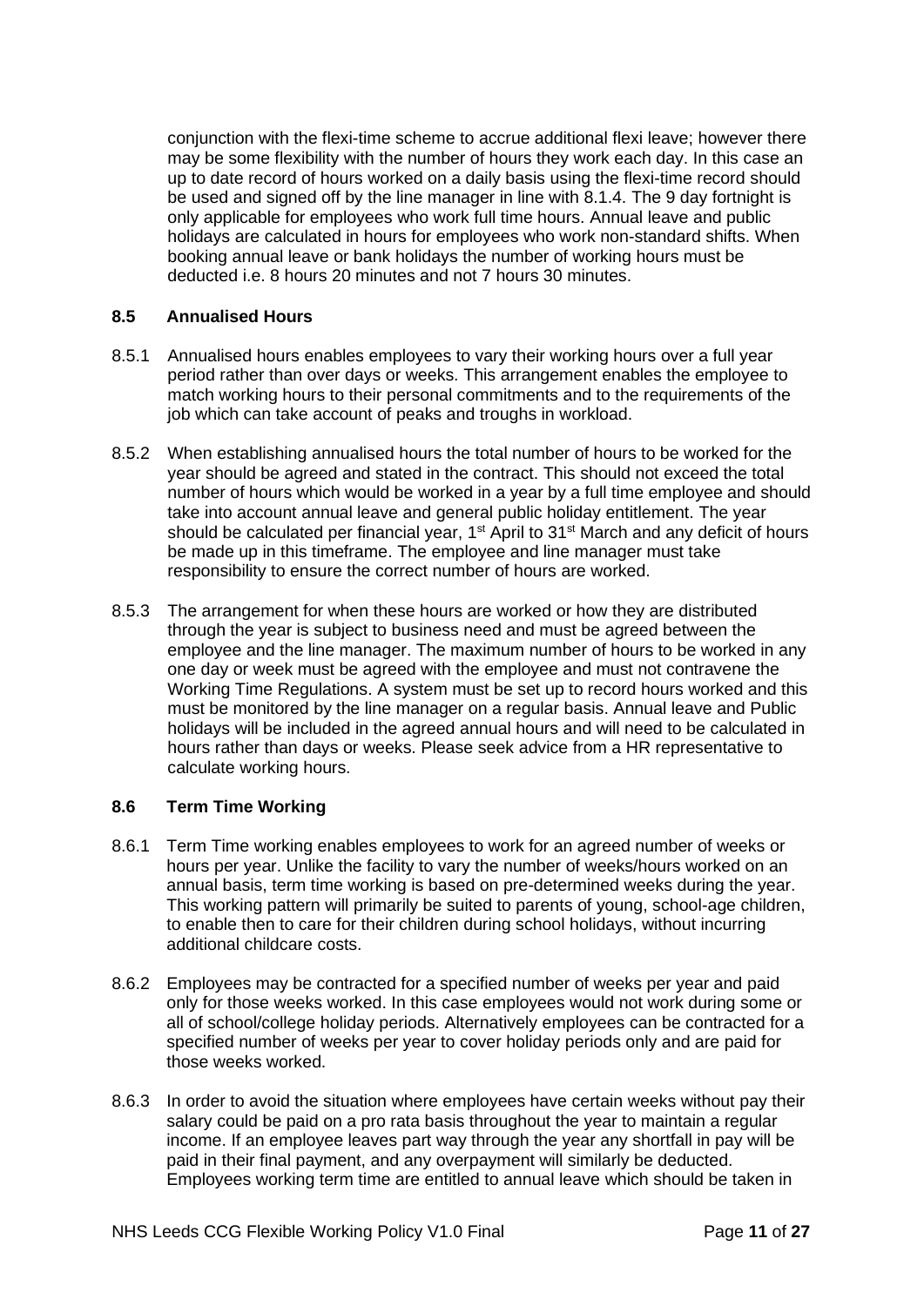conjunction with the flexi-time scheme to accrue additional flexi leave; however there may be some flexibility with the number of hours they work each day. In this case an up to date record of hours worked on a daily basis using the flexi-time record should be used and signed off by the line manager in line with 8.1.4. The 9 day fortnight is only applicable for employees who work full time hours. Annual leave and public holidays are calculated in hours for employees who work non-standard shifts. When booking annual leave or bank holidays the number of working hours must be deducted i.e. 8 hours 20 minutes and not 7 hours 30 minutes.

### 8.5 Annualised Hours

8.5.1 Annualised hours enables employees to vary their working hours over a full year period rather than over days or weeks. This arrangement enables the employee to match working hours to their personal commitments and to the requirements of the job which can take account of peaks and troughs in workload.

8.5.2 When establishing annualised hours the total number of hours to be worked for the year should be agreed and stated in the contract. This should not exceed the total number of hours which would be worked in a year by a full time employee and should take into account annual leave and general public holiday entitlement. The year should be calculated per financial year, 1st April to 31st March and any deficit of hours be made up in this timeframe. The employee and line manager must take responsibility to ensure the correct number of hours are worked.

8.5.3 The arrangement for when these hours are worked or how they are distributed through the year is subject to business need and must be agreed between the employee and the line manager. The maximum number of hours to be worked in any one day or week must be agreed with the employee and must not contravene the Working Time Regulations. A system must be set up to record hours worked and this must be monitored by the line manager on a regular basis. Annual leave and Public holidays will be included in the agreed annual hours and will need to be calculated in hours rather than days or weeks. Please seek advice from a HR representative to calculate working hours.

### 8.6 Term Time Working

8.6.1 Term Time working enables employees to work for an agreed number of weeks or hours per year. Unlike the facility to vary the number of weeks/hours worked on an annual basis, term time working is based on pre-determined weeks during the year. This working pattern will primarily be suited to parents of young, school-age children, to enable then to care for their children during school holidays, without incurring additional childcare costs.

8.6.2 Employees may be contracted for a specified number of weeks per year and paid only for those weeks worked. In this case employees would not work during some or all of school/college holiday periods. Alternatively employees can be contracted for a specified number of weeks per year to cover holiday periods only and are paid for those weeks worked.

8.6.3 In order to avoid the situation where employees have certain weeks without pay their salary could be paid on a pro rata basis throughout the year to maintain a regular income. If an employee leaves part way through the year any shortfall in pay will be paid in their final payment, and any overpayment will similarly be deducted. Employees working term time are entitled to annual leave which should be taken in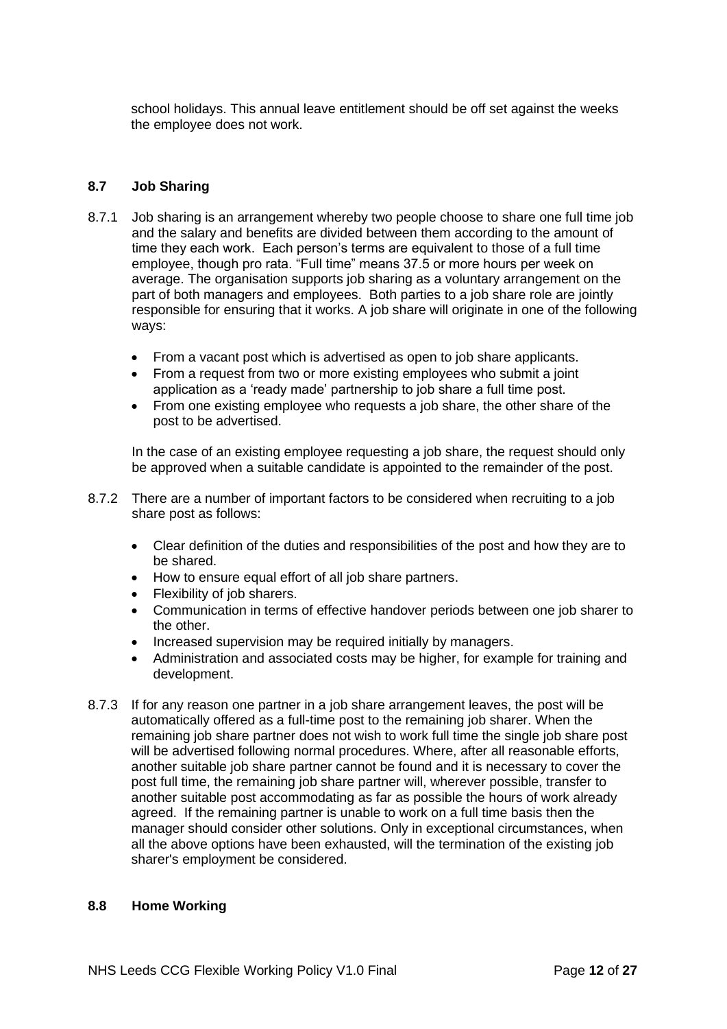school holidays. This annual leave entitlement should be off set against the weeks the employee does not work.

### 8.7 Job Sharing

8.7.1 Job sharing is an arrangement whereby two people choose to share one full time job and the salary and benefits are divided between them according to the amount of time they each work. Each person's terms are equivalent to those of a full time employee, though pro rata. "Full time" means 37.5 or more hours per week on average. The organisation supports job sharing as a voluntary arrangement on the part of both managers and employees. Both parties to a job share role are jointly responsible for ensuring that it works. A job share will originate in one of the following ways:

- From a vacant post which is advertised as open to job share applicants.
- From a request from two or more existing employees who submit a joint application as a 'ready made' partnership to job share a full time post.
- From one existing employee who requests a job share, the other share of the post to be advertised.

In the case of an existing employee requesting a job share, the request should only be approved when a suitable candidate is appointed to the remainder of the post.

8.7.2 There are a number of important factors to be considered when recruiting to a job share post as follows:

- Clear definition of the duties and responsibilities of the post and how they are to be shared.
- How to ensure equal effort of all job share partners.
- Flexibility of job sharers.
- Communication in terms of effective handover periods between one job sharer to the other.
- Increased supervision may be required initially by managers.
- Administration and associated costs may be higher, for example for training and development.

8.7.3 If for any reason one partner in a job share arrangement leaves, the post will be automatically offered as a full-time post to the remaining job sharer. When the remaining job share partner does not wish to work full time the single job share post will be advertised following normal procedures. Where, after all reasonable efforts, another suitable job share partner cannot be found and it is necessary to cover the post full time, the remaining job share partner will, wherever possible, transfer to another suitable post accommodating as far as possible the hours of work already agreed. If the remaining partner is unable to work on a full time basis then the manager should consider other solutions. Only in exceptional circumstances, when all the above options have been exhausted, will the termination of the existing job sharer's employment be considered.

### 8.8 Home Working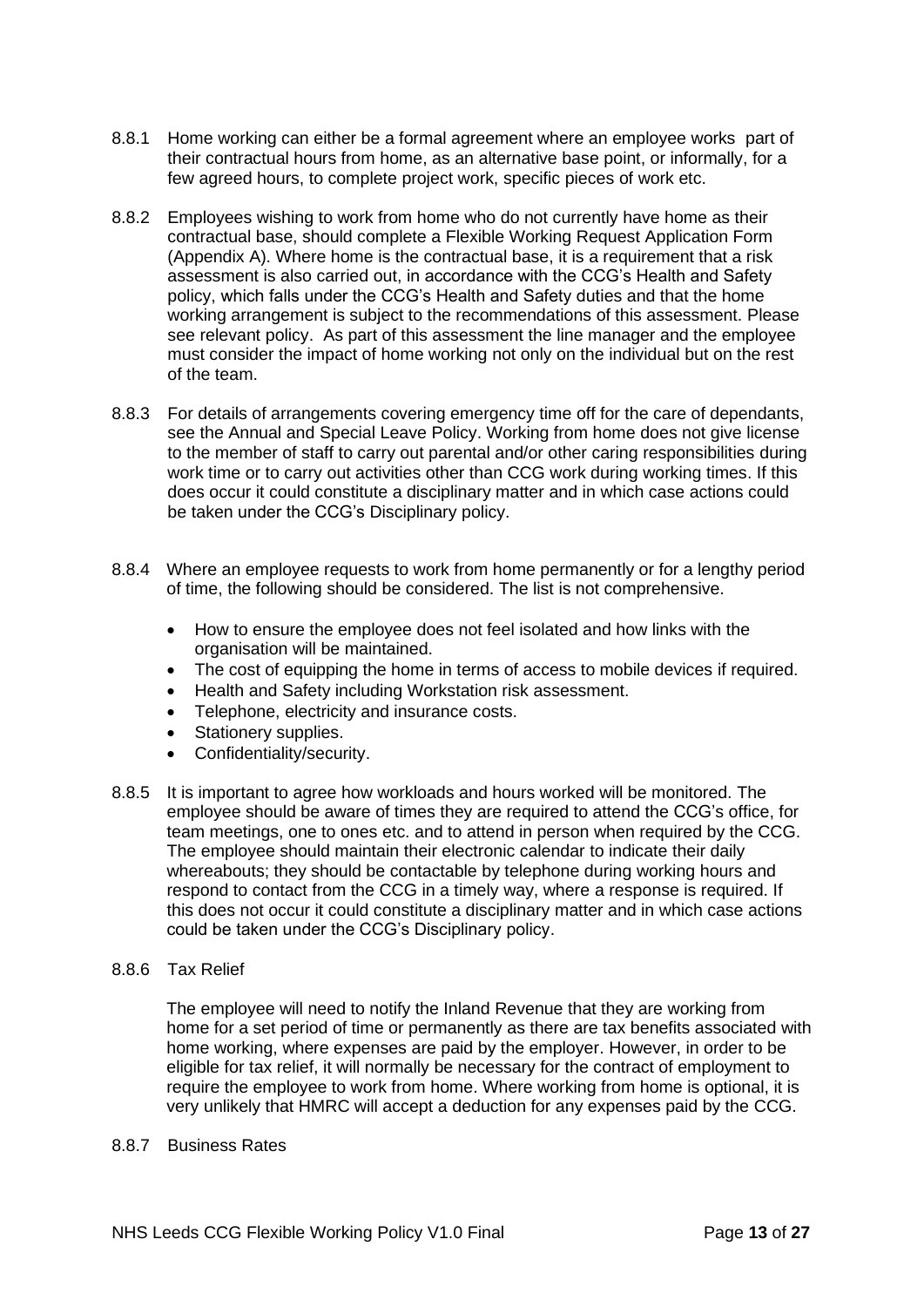8.8.1 Home working can either be a formal agreement where an employee works part of their contractual hours from home, as an alternative base point, or informally, for a few agreed hours, to complete project work, specific pieces of work etc.

8.8.2 Employees wishing to work from home who do not currently have home as their contractual base, should complete a Flexible Working Request Application Form (Appendix A). Where home is the contractual base, it is a requirement that a risk assessment is also carried out, in accordance with the CCG's Health and Safety policy, which falls under the CCG's Health and Safety duties and that the home working arrangement is subject to the recommendations of this assessment. Please see relevant policy. As part of this assessment the line manager and the employee must consider the impact of home working not only on the individual but on the rest of the team.

8.8.3 For details of arrangements covering emergency time off for the care of dependants, see the Annual and Special Leave Policy. Working from home does not give license to the member of staff to carry out parental and/or other caring responsibilities during work time or to carry out activities other than CCG work during working times. If this does occur it could constitute a disciplinary matter and in which case actions could be taken under the CCG's Disciplinary policy.

8.8.4 Where an employee requests to work from home permanently or for a lengthy period of time, the following should be considered. The list is not comprehensive.

- How to ensure the employee does not feel isolated and how links with the organisation will be maintained.
- The cost of equipping the home in terms of access to mobile devices if required.
- Health and Safety including Workstation risk assessment.
- Telephone, electricity and insurance costs.
- Stationery supplies.
- Confidentiality/security.

8.8.5 It is important to agree how workloads and hours worked will be monitored. The employee should be aware of times they are required to attend the CCG's office, for team meetings, one to ones etc. and to attend in person when required by the CCG. The employee should maintain their electronic calendar to indicate their daily whereabouts; they should be contactable by telephone during working hours and respond to contact from the CCG in a timely way, where a response is required. If this does not occur it could constitute a disciplinary matter and in which case actions could be taken under the CCG's Disciplinary policy.

8.8.6 Tax Relief

The employee will need to notify the Inland Revenue that they are working from home for a set period of time or permanently as there are tax benefits associated with home working, where expenses are paid by the employer. However, in order to be eligible for tax relief, it will normally be necessary for the contract of employment to require the employee to work from home. Where working from home is optional, it is very unlikely that HMRC will accept a deduction for any expenses paid by the CCG.

8.8.7 Business Rates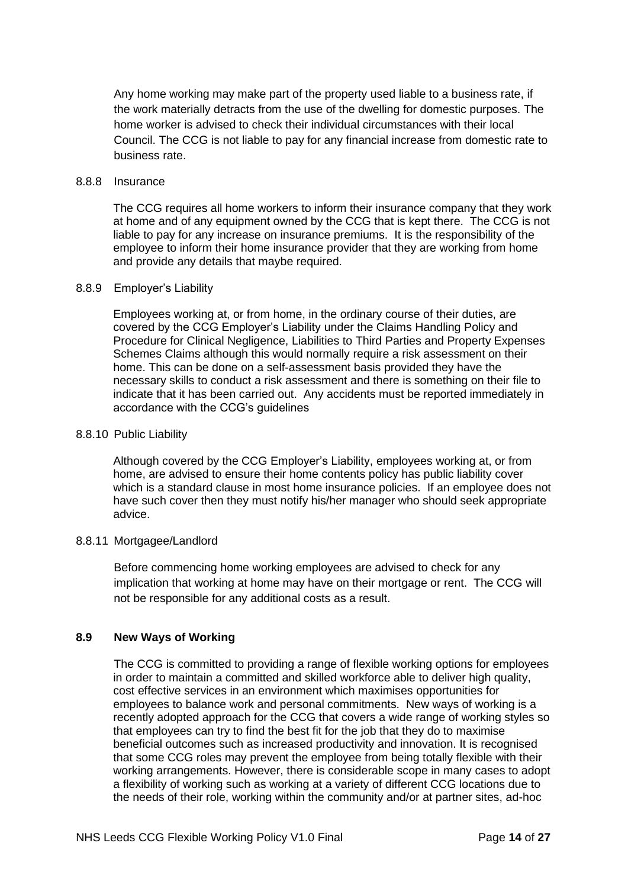Any home working may make part of the property used liable to a business rate, if the work materially detracts from the use of the dwelling for domestic purposes. The home worker is advised to check their individual circumstances with their local Council. The CCG is not liable to pay for any financial increase from domestic rate to business rate.

8.8.8 Insurance

The CCG requires all home workers to inform their insurance company that they work at home and of any equipment owned by the CCG that is kept there. The CCG is not liable to pay for any increase on insurance premiums. It is the responsibility of the employee to inform their home insurance provider that they are working from home and provide any details that maybe required.

8.8.9 Employer's Liability

Employees working at, or from home, in the ordinary course of their duties, are covered by the CCG Employer's Liability under the Claims Handling Policy and Procedure for Clinical Negligence, Liabilities to Third Parties and Property Expenses Schemes Claims although this would normally require a risk assessment on their home. This can be done on a self-assessment basis provided they have the necessary skills to conduct a risk assessment and there is something on their file to indicate that it has been carried out. Any accidents must be reported immediately in accordance with the CCG's guidelines

8.8.10 Public Liability

Although covered by the CCG Employer's Liability, employees working at, or from home, are advised to ensure their home contents policy has public liability cover which is a standard clause in most home insurance policies. If an employee does not have such cover then they must notify his/her manager who should seek appropriate advice.

8.8.11 Mortgagee/Landlord

Before commencing home working employees are advised to check for any implication that working at home may have on their mortgage or rent. The CCG will not be responsible for any additional costs as a result.

### 8.9 New Ways of Working

The CCG is committed to providing a range of flexible working options for employees in order to maintain a committed and skilled workforce able to deliver high quality, cost effective services in an environment which maximises opportunities for employees to balance work and personal commitments. New ways of working is a recently adopted approach for the CCG that covers a wide range of working styles so that employees can try to find the best fit for the job that they do to maximise beneficial outcomes such as increased productivity and innovation. It is recognised that some CCG roles may prevent the employee from being totally flexible with their working arrangements. However, there is considerable scope in many cases to adopt a flexibility of working such as working at a variety of different CCG locations due to the needs of their role, working within the community and/or at partner sites, ad-hoc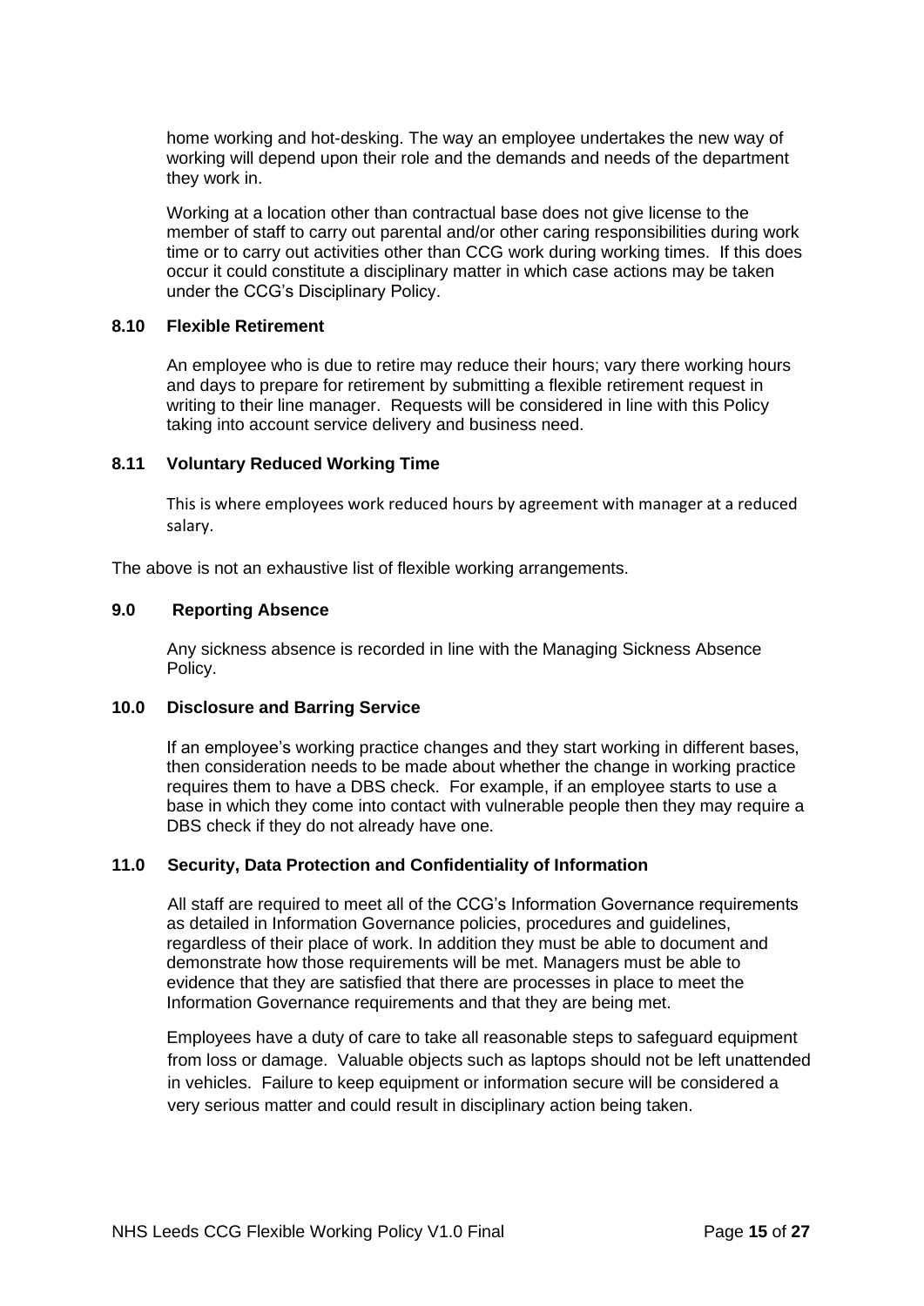home working and hot-desking. The way an employee undertakes the new way of working will depend upon their role and the demands and needs of the department they work in.

Working at a location other than contractual base does not give license to the member of staff to carry out parental and/or other caring responsibilities during work time or to carry out activities other than CCG work during working times. If this does occur it could constitute a disciplinary matter in which case actions may be taken under the CCG's Disciplinary Policy.

### 8.10 Flexible Retirement

An employee who is due to retire may reduce their hours; vary there working hours and days to prepare for retirement by submitting a flexible retirement request in writing to their line manager. Requests will be considered in line with this Policy taking into account service delivery and business need.

### 8.11 Voluntary Reduced Working Time

This is where employees work reduced hours by agreement with manager at a reduced salary.

The above is not an exhaustive list of flexible working arrangements.

## 9.0 Reporting Absence

Any sickness absence is recorded in line with the Managing Sickness Absence Policy.

## 10.0 Disclosure and Barring Service

If an employee's working practice changes and they start working in different bases, then consideration needs to be made about whether the change in working practice requires them to have a DBS check. For example, if an employee starts to use a base in which they come into contact with vulnerable people then they may require a DBS check if they do not already have one.

## 11.0 Security, Data Protection and Confidentiality of Information

All staff are required to meet all of the CCG's Information Governance requirements as detailed in Information Governance policies, procedures and guidelines, regardless of their place of work. In addition they must be able to document and demonstrate how those requirements will be met. Managers must be able to evidence that they are satisfied that there are processes in place to meet the Information Governance requirements and that they are being met.

Employees have a duty of care to take all reasonable steps to safeguard equipment from loss or damage. Valuable objects such as laptops should not be left unattended in vehicles. Failure to keep equipment or information secure will be considered a very serious matter and could result in disciplinary action being taken.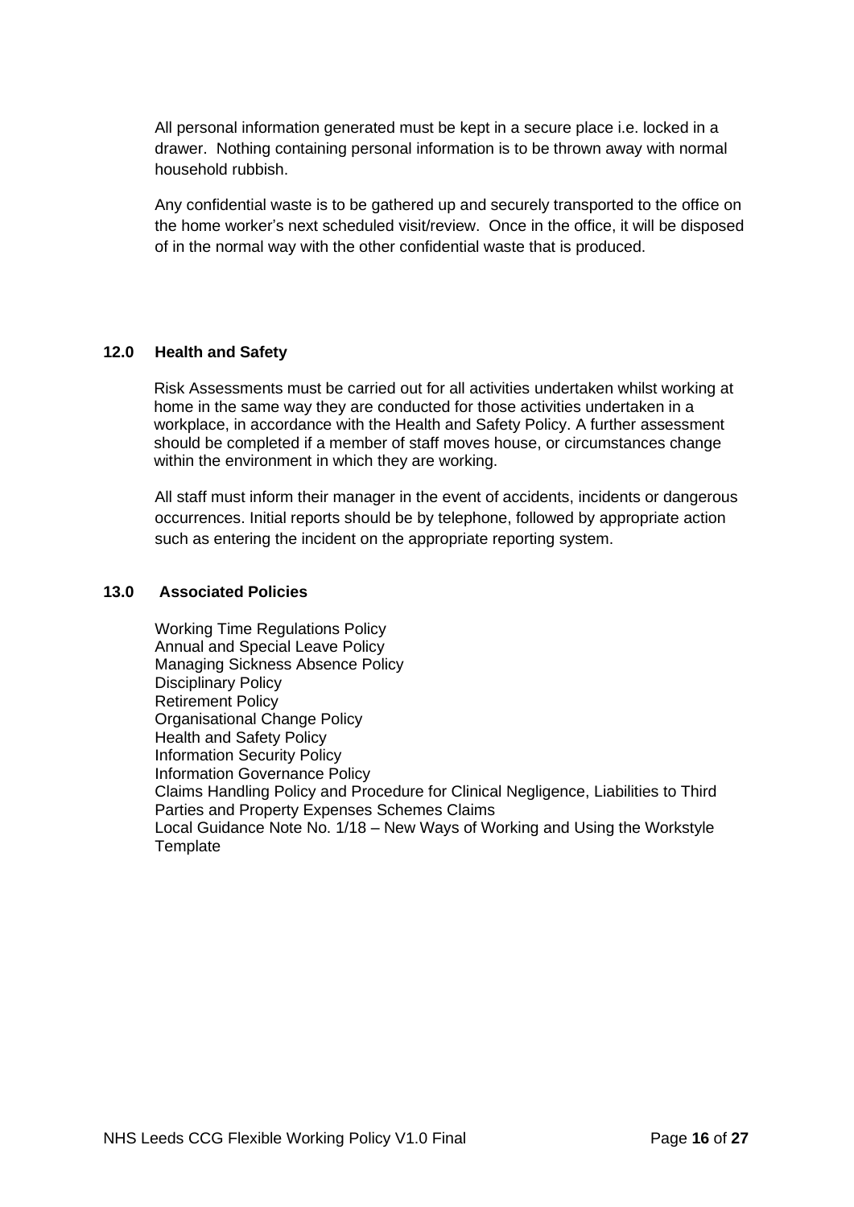All personal information generated must be kept in a secure place i.e. locked in a drawer. Nothing containing personal information is to be thrown away with normal household rubbish.

Any confidential waste is to be gathered up and securely transported to the office on the home worker's next scheduled visit/review. Once in the office, it will be disposed of in the normal way with the other confidential waste that is produced.

## 12.0 Health and Safety

Risk Assessments must be carried out for all activities undertaken whilst working at home in the same way they are conducted for those activities undertaken in a workplace, in accordance with the Health and Safety Policy. A further assessment should be completed if a member of staff moves house, or circumstances change within the environment in which they are working.

All staff must inform their manager in the event of accidents, incidents or dangerous occurrences. Initial reports should be by telephone, followed by appropriate action such as entering the incident on the appropriate reporting system.

## 13.0 Associated Policies

Working Time Regulations Policy
Annual and Special Leave Policy
Managing Sickness Absence Policy
Disciplinary Policy
Retirement Policy
Organisational Change Policy
Health and Safety Policy
Information Security Policy
Information Governance Policy
Claims Handling Policy and Procedure for Clinical Negligence, Liabilities to Third Parties and Property Expenses Schemes Claims
Local Guidance Note No. 1/18 – New Ways of Working and Using the Workstyle Template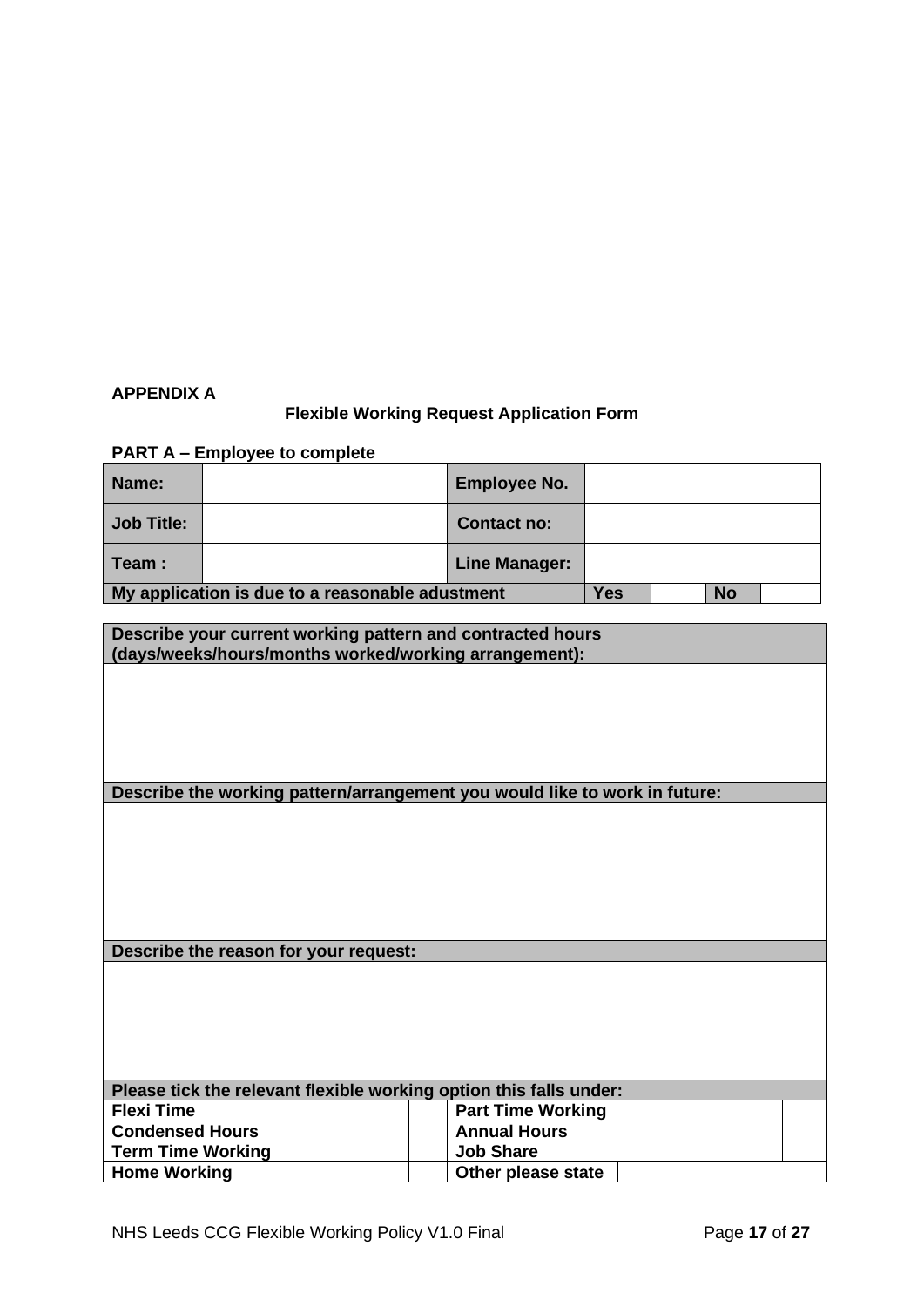**APPENDIX A**

## Flexible Working Request Application Form

**PART A – Employee to complete**

| **Name:** | | **Employee No.** | | | |
|---|---|---|---|---|---|
| **Job Title:** | | **Contact no:** | | | |
| **Team :** | | **Line Manager:** | | | |
| **My application is due to a reasonable adustment** | | | **Yes** | | **No** |

| **Describe your current working pattern and contracted hours (days/weeks/hours/months worked/working arrangement):** |
|---|
| |
| **Describe the working pattern/arrangement you would like to work in future:** |
| |
| **Describe the reason for your request:** |
| |

| **Please tick the relevant flexible working option this falls under:** | | | |
|---|---|---|---|
| **Flexi Time** | | **Part Time Working** | |
| **Condensed Hours** | | **Annual Hours** | |
| **Term Time Working** | | **Job Share** | |
| **Home Working** | | **Other please state** | |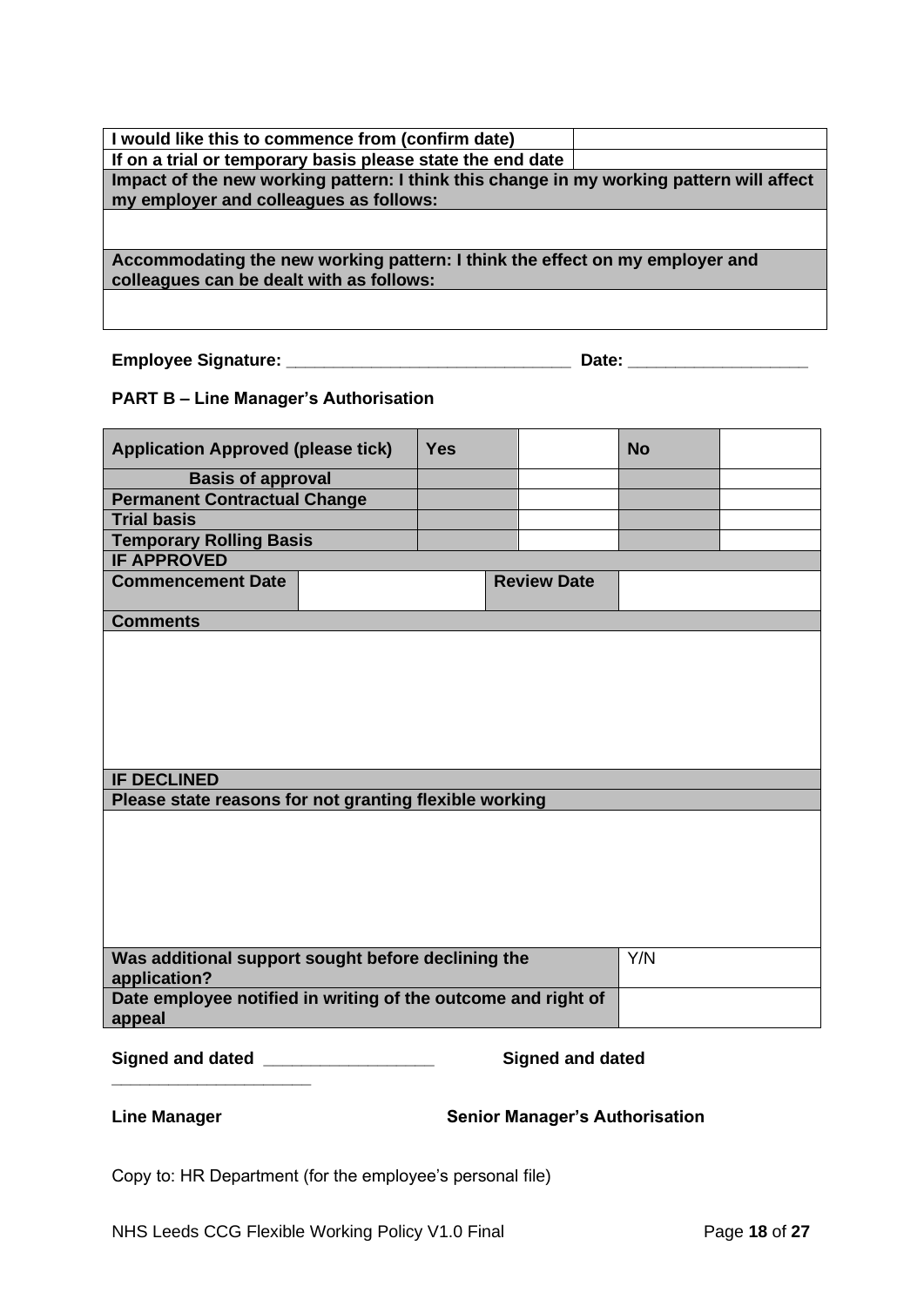| I would like this to commence from (confirm date) | |
|---|---|
| If on a trial or temporary basis please state the end date | |
| **Impact of the new working pattern: I think this change in my working pattern will affect my employer and colleagues as follows:** | |
| | |
| **Accommodating the new working pattern: I think the effect on my employer and colleagues can be dealt with as follows:** | |
| | |

**Employee Signature:** ______________________________ **Date:** ___________________

**PART B – Line Manager's Authorisation**

| Application Approved (please tick) | | Yes | | | No | |
|---|---|---|---|---|---|---|
| **Basis of approval** | | | | | | |
| **Permanent Contractual Change** | | | | | | |
| **Trial basis** | | | | | | |
| **Temporary Rolling Basis** | | | | | | |
| **IF APPROVED** | | | | | | |
| **Commencement Date** | | | | **Review Date** | | |
| **Comments** | | | | | | |
| | | | | | | |
| **IF DECLINED** | | | | | | |
| **Please state reasons for not granting flexible working** | | | | | | |
| | | | | | | |
| **Was additional support sought before declining the application?** | | | | | Y/N | |
| **Date employee notified in writing of the outcome and right of appeal** | | | | | | |

**Signed and dated** __________________ **Signed and dated** _____________________

**Line Manager** **Senior Manager's Authorisation**

Copy to: HR Department (for the employee's personal file)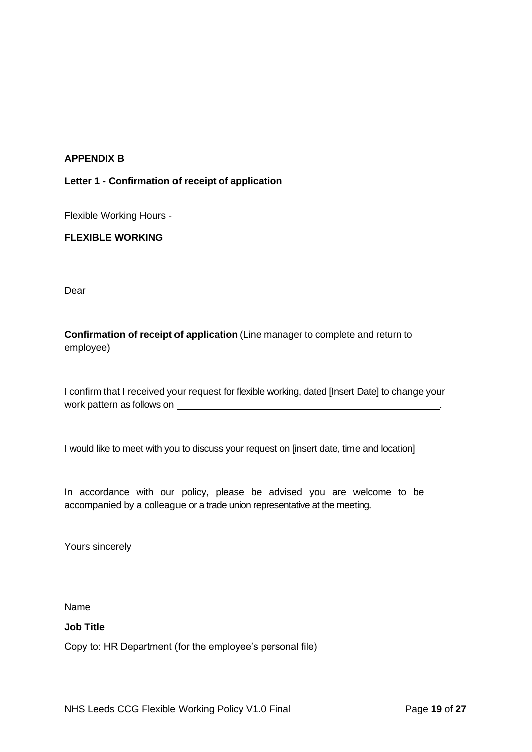**APPENDIX B**

**Letter 1 - Confirmation of receipt of application**

Flexible Working Hours -

**FLEXIBLE WORKING**

Dear

**Confirmation of receipt of application** (Line manager to complete and return to employee)

I confirm that I received your request for flexible working, dated [Insert Date] to change your work pattern as follows on ______________________________________________.

I would like to meet with you to discuss your request on [insert date, time and location]

In accordance with our policy, please be advised you are welcome to be accompanied by a colleague or a trade union representative at the meeting.

Yours sincerely

Name

**Job Title**

Copy to: HR Department (for the employee's personal file)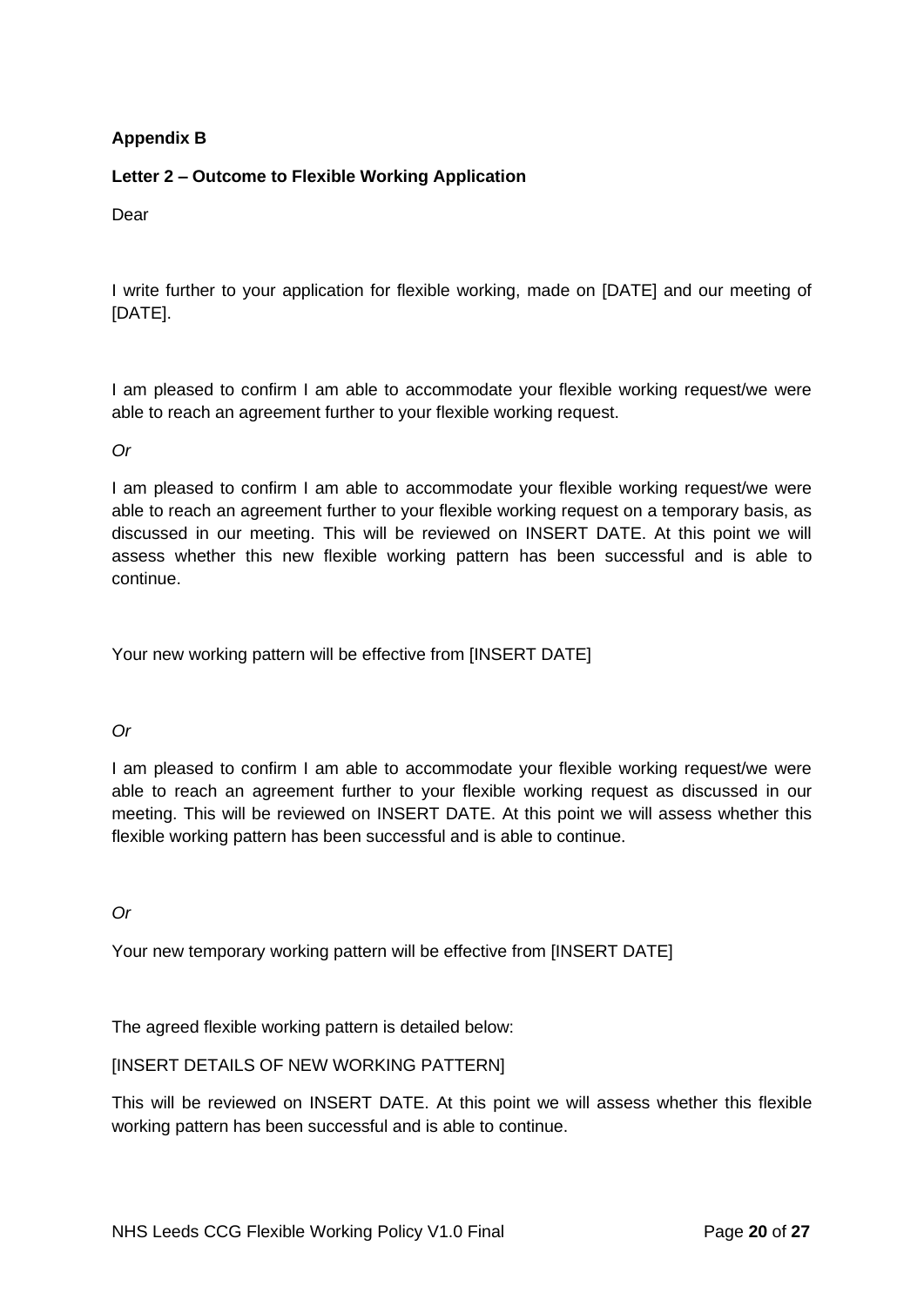**Appendix B**

**Letter 2 – Outcome to Flexible Working Application**

Dear

I write further to your application for flexible working, made on [DATE] and our meeting of [DATE].

I am pleased to confirm I am able to accommodate your flexible working request/we were able to reach an agreement further to your flexible working request.

*Or*

I am pleased to confirm I am able to accommodate your flexible working request/we were able to reach an agreement further to your flexible working request on a temporary basis, as discussed in our meeting. This will be reviewed on INSERT DATE. At this point we will assess whether this new flexible working pattern has been successful and is able to continue.

Your new working pattern will be effective from [INSERT DATE]

*Or*

I am pleased to confirm I am able to accommodate your flexible working request/we were able to reach an agreement further to your flexible working request as discussed in our meeting. This will be reviewed on INSERT DATE. At this point we will assess whether this flexible working pattern has been successful and is able to continue.

*Or*

Your new temporary working pattern will be effective from [INSERT DATE]

The agreed flexible working pattern is detailed below:

[INSERT DETAILS OF NEW WORKING PATTERN]

This will be reviewed on INSERT DATE. At this point we will assess whether this flexible working pattern has been successful and is able to continue.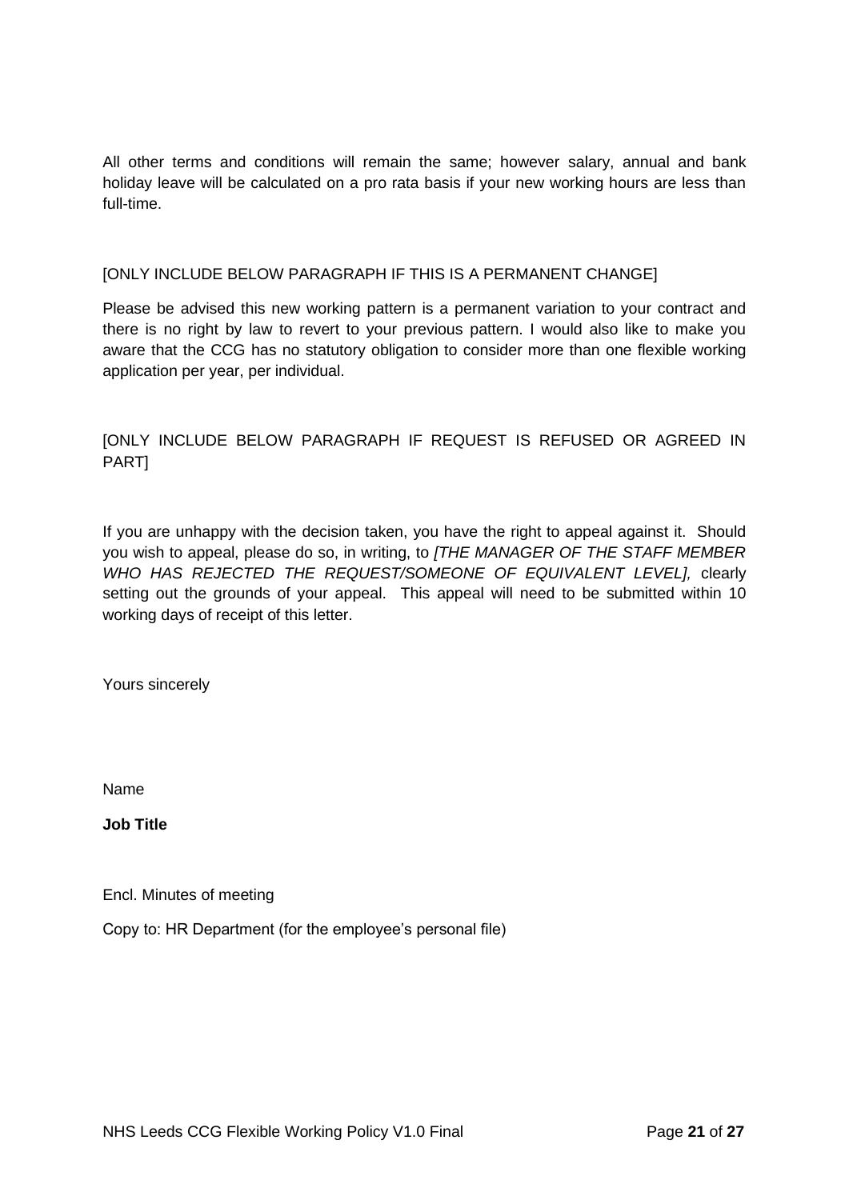All other terms and conditions will remain the same; however salary, annual and bank holiday leave will be calculated on a pro rata basis if your new working hours are less than full-time.

[ONLY INCLUDE BELOW PARAGRAPH IF THIS IS A PERMANENT CHANGE]

Please be advised this new working pattern is a permanent variation to your contract and there is no right by law to revert to your previous pattern. I would also like to make you aware that the CCG has no statutory obligation to consider more than one flexible working application per year, per individual.

[ONLY INCLUDE BELOW PARAGRAPH IF REQUEST IS REFUSED OR AGREED IN PART]

If you are unhappy with the decision taken, you have the right to appeal against it. Should you wish to appeal, please do so, in writing, to *[THE MANAGER OF THE STAFF MEMBER WHO HAS REJECTED THE REQUEST/SOMEONE OF EQUIVALENT LEVEL],* clearly setting out the grounds of your appeal. This appeal will need to be submitted within 10 working days of receipt of this letter.

Yours sincerely

Name

**Job Title**

Encl. Minutes of meeting

Copy to: HR Department (for the employee's personal file)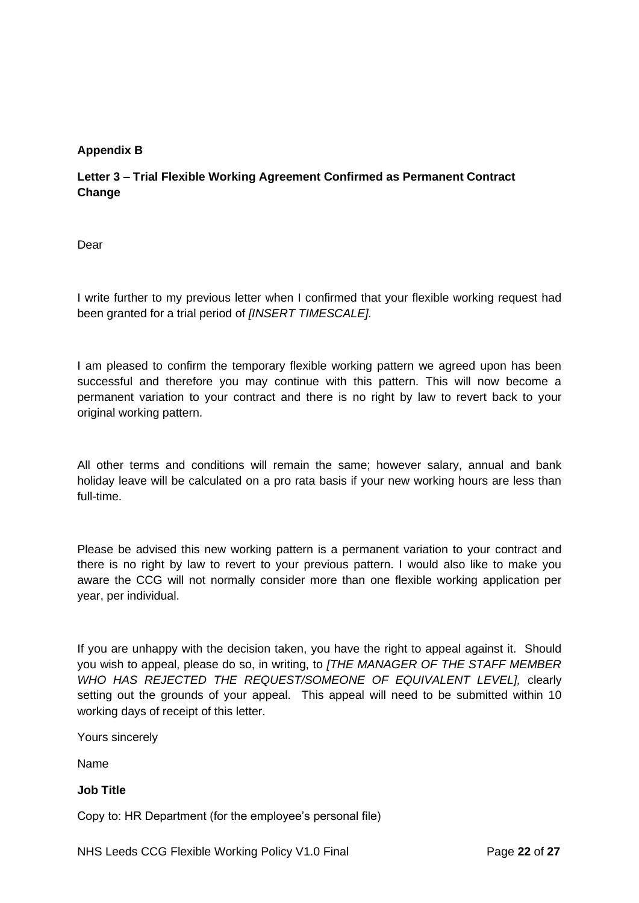**Appendix B**

**Letter 3 – Trial Flexible Working Agreement Confirmed as Permanent Contract Change**

Dear

I write further to my previous letter when I confirmed that your flexible working request had been granted for a trial period of *[INSERT TIMESCALE].*

I am pleased to confirm the temporary flexible working pattern we agreed upon has been successful and therefore you may continue with this pattern. This will now become a permanent variation to your contract and there is no right by law to revert back to your original working pattern.

All other terms and conditions will remain the same; however salary, annual and bank holiday leave will be calculated on a pro rata basis if your new working hours are less than full-time.

Please be advised this new working pattern is a permanent variation to your contract and there is no right by law to revert to your previous pattern. I would also like to make you aware the CCG will not normally consider more than one flexible working application per year, per individual.

If you are unhappy with the decision taken, you have the right to appeal against it. Should you wish to appeal, please do so, in writing, to *[THE MANAGER OF THE STAFF MEMBER WHO HAS REJECTED THE REQUEST/SOMEONE OF EQUIVALENT LEVEL],* clearly setting out the grounds of your appeal. This appeal will need to be submitted within 10 working days of receipt of this letter.

Yours sincerely

Name

**Job Title**

Copy to: HR Department (for the employee's personal file)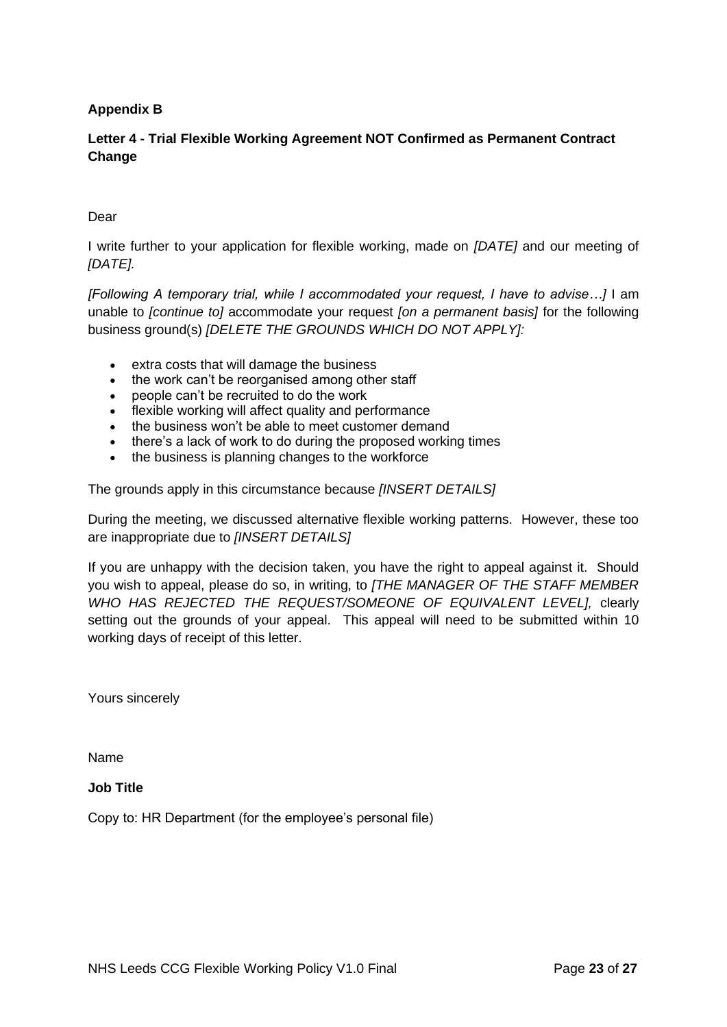**Appendix B**

**Letter 4 - Trial Flexible Working Agreement NOT Confirmed as Permanent Contract Change**

Dear

I write further to your application for flexible working, made on *[DATE]* and our meeting of *[DATE].*

*[Following A temporary trial, while I accommodated your request, I have to advise…]* I am unable to *[continue to]* accommodate your request *[on a permanent basis]* for the following business ground(s) *[DELETE THE GROUNDS WHICH DO NOT APPLY]:*

- extra costs that will damage the business
- the work can't be reorganised among other staff
- people can't be recruited to do the work
- flexible working will affect quality and performance
- the business won't be able to meet customer demand
- there's a lack of work to do during the proposed working times
- the business is planning changes to the workforce

The grounds apply in this circumstance because *[INSERT DETAILS]*

During the meeting, we discussed alternative flexible working patterns. However, these too are inappropriate due to *[INSERT DETAILS]*

If you are unhappy with the decision taken, you have the right to appeal against it. Should you wish to appeal, please do so, in writing, to *[THE MANAGER OF THE STAFF MEMBER WHO HAS REJECTED THE REQUEST/SOMEONE OF EQUIVALENT LEVEL],* clearly setting out the grounds of your appeal. This appeal will need to be submitted within 10 working days of receipt of this letter.

Yours sincerely

Name

**Job Title**

Copy to: HR Department (for the employee's personal file)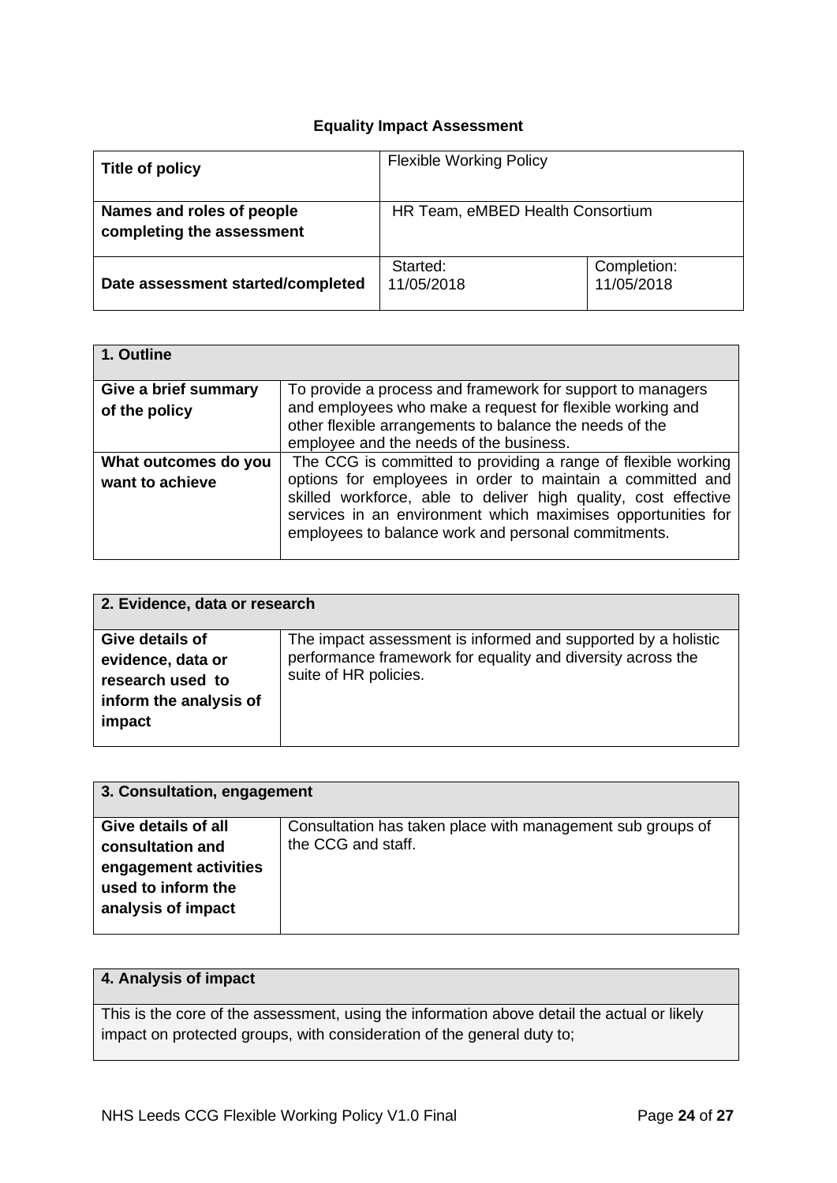## Equality Impact Assessment

| **Title of policy** | Flexible Working Policy | |
|---|---|---|
| **Names and roles of people completing the assessment** | HR Team, eMBED Health Consortium | |
| **Date assessment started/completed** | Started: 11/05/2018 | Completion: 11/05/2018 |

| **1. Outline** | |
|---|---|
| **Give a brief summary of the policy** | To provide a process and framework for support to managers and employees who make a request for flexible working and other flexible arrangements to balance the needs of the employee and the needs of the business. |
| **What outcomes do you want to achieve** | The CCG is committed to providing a range of flexible working options for employees in order to maintain a committed and skilled workforce, able to deliver high quality, cost effective services in an environment which maximises opportunities for employees to balance work and personal commitments. |

| **2. Evidence, data or research** | |
|---|---|
| **Give details of evidence, data or research used to inform the analysis of impact** | The impact assessment is informed and supported by a holistic performance framework for equality and diversity across the suite of HR policies. |

| **3. Consultation, engagement** | |
|---|---|
| **Give details of all consultation and engagement activities used to inform the analysis of impact** | Consultation has taken place with management sub groups of the CCG and staff. |

| **4. Analysis of impact** |
|---|
| This is the core of the assessment, using the information above detail the actual or likely impact on protected groups, with consideration of the general duty to; |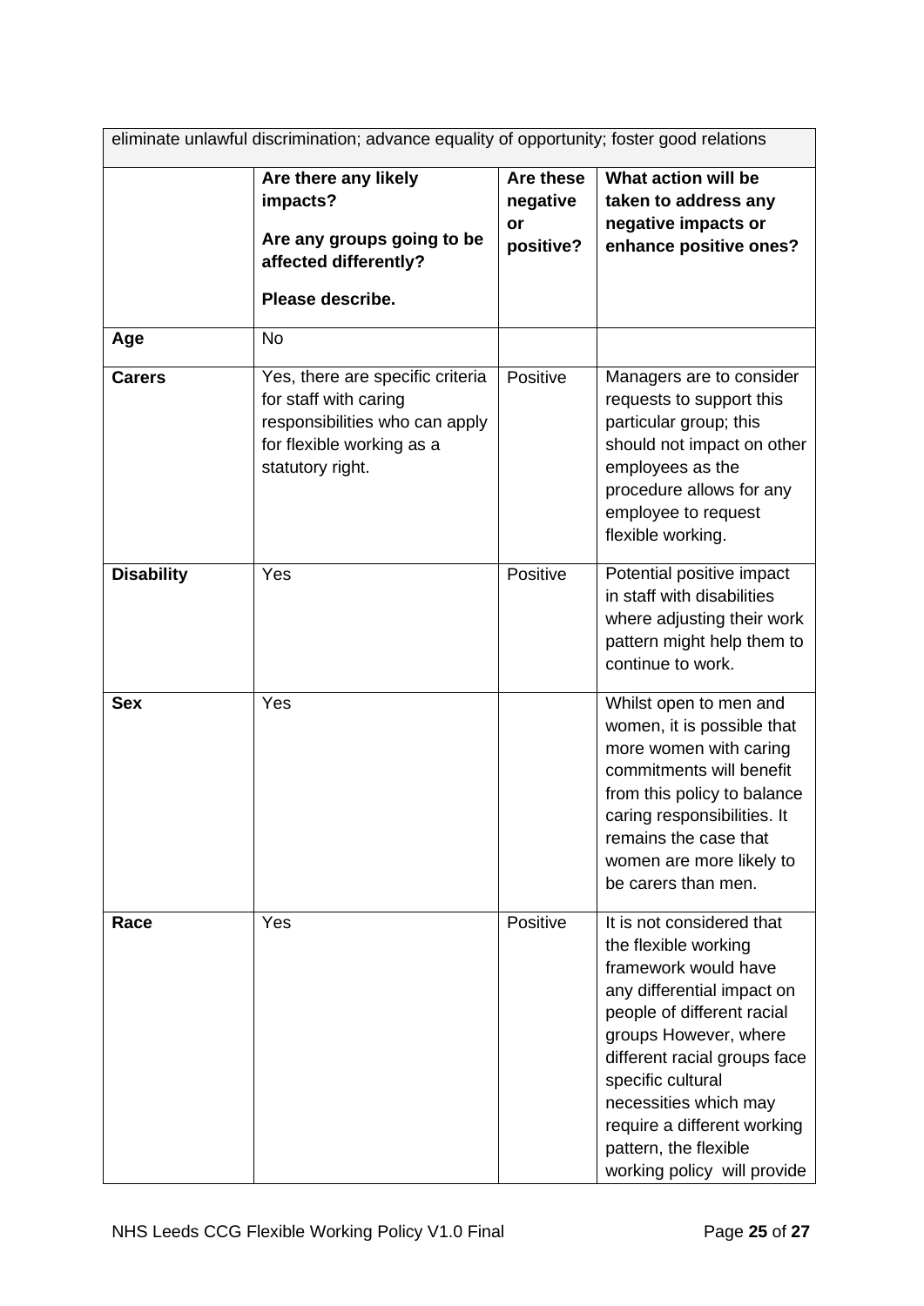| eliminate unlawful discrimination; advance equality of opportunity; foster good relations | | | |
|---|---|---|---|
| | **Are there any likely impacts?**<br>**Are any groups going to be affected differently?**<br>**Please describe.** | **Are these negative or positive?** | **What action will be taken to address any negative impacts or enhance positive ones?** |
| **Age** | No | | |
| **Carers** | Yes, there are specific criteria for staff with caring responsibilities who can apply for flexible working as a statutory right. | Positive | Managers are to consider requests to support this particular group; this should not impact on other employees as the procedure allows for any employee to request flexible working. |
| **Disability** | Yes | Positive | Potential positive impact in staff with disabilities where adjusting their work pattern might help them to continue to work. |
| **Sex** | Yes | | Whilst open to men and women, it is possible that more women with caring commitments will benefit from this policy to balance caring responsibilities. It remains the case that women are more likely to be carers than men. |
| **Race** | Yes | Positive | It is not considered that the flexible working framework would have any differential impact on people of different racial groups However, where different racial groups face specific cultural necessities which may require a different working pattern, the flexible working policy will provide |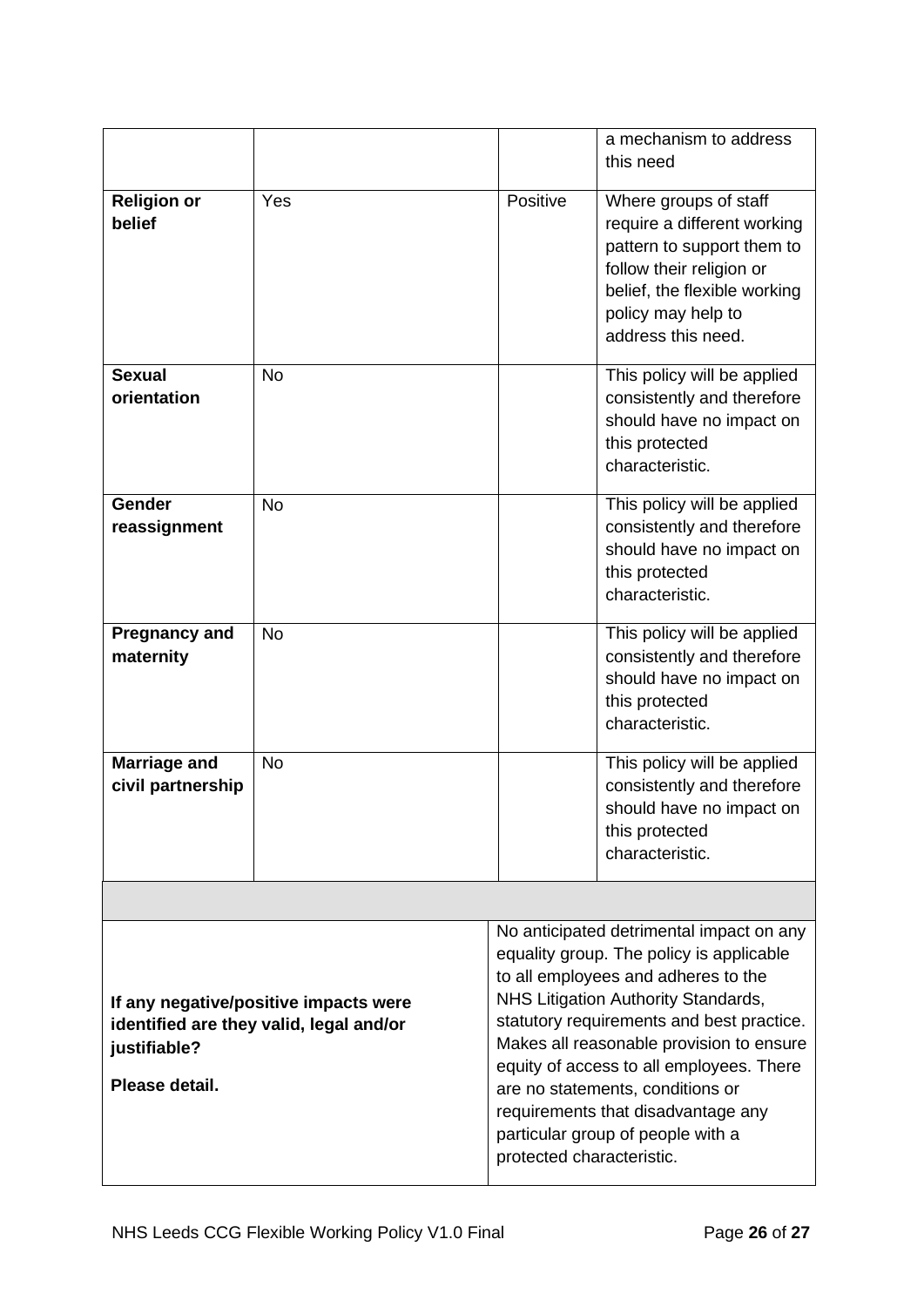| | | | |
|---|---|---|---|
| | | | a mechanism to address this need |
| **Religion or belief** | Yes | Positive | Where groups of staff require a different working pattern to support them to follow their religion or belief, the flexible working policy may help to address this need. |
| **Sexual orientation** | No | | This policy will be applied consistently and therefore should have no impact on this protected characteristic. |
| **Gender reassignment** | No | | This policy will be applied consistently and therefore should have no impact on this protected characteristic. |
| **Pregnancy and maternity** | No | | This policy will be applied consistently and therefore should have no impact on this protected characteristic. |
| **Marriage and civil partnership** | No | | This policy will be applied consistently and therefore should have no impact on this protected characteristic. |

| | |
|---|---|
| **If any negative/positive impacts were identified are they valid, legal and/or justifiable?**<br><br>**Please detail.** | No anticipated detrimental impact on any equality group. The policy is applicable to all employees and adheres to the NHS Litigation Authority Standards, statutory requirements and best practice. Makes all reasonable provision to ensure equity of access to all employees. There are no statements, conditions or requirements that disadvantage any particular group of people with a protected characteristic. |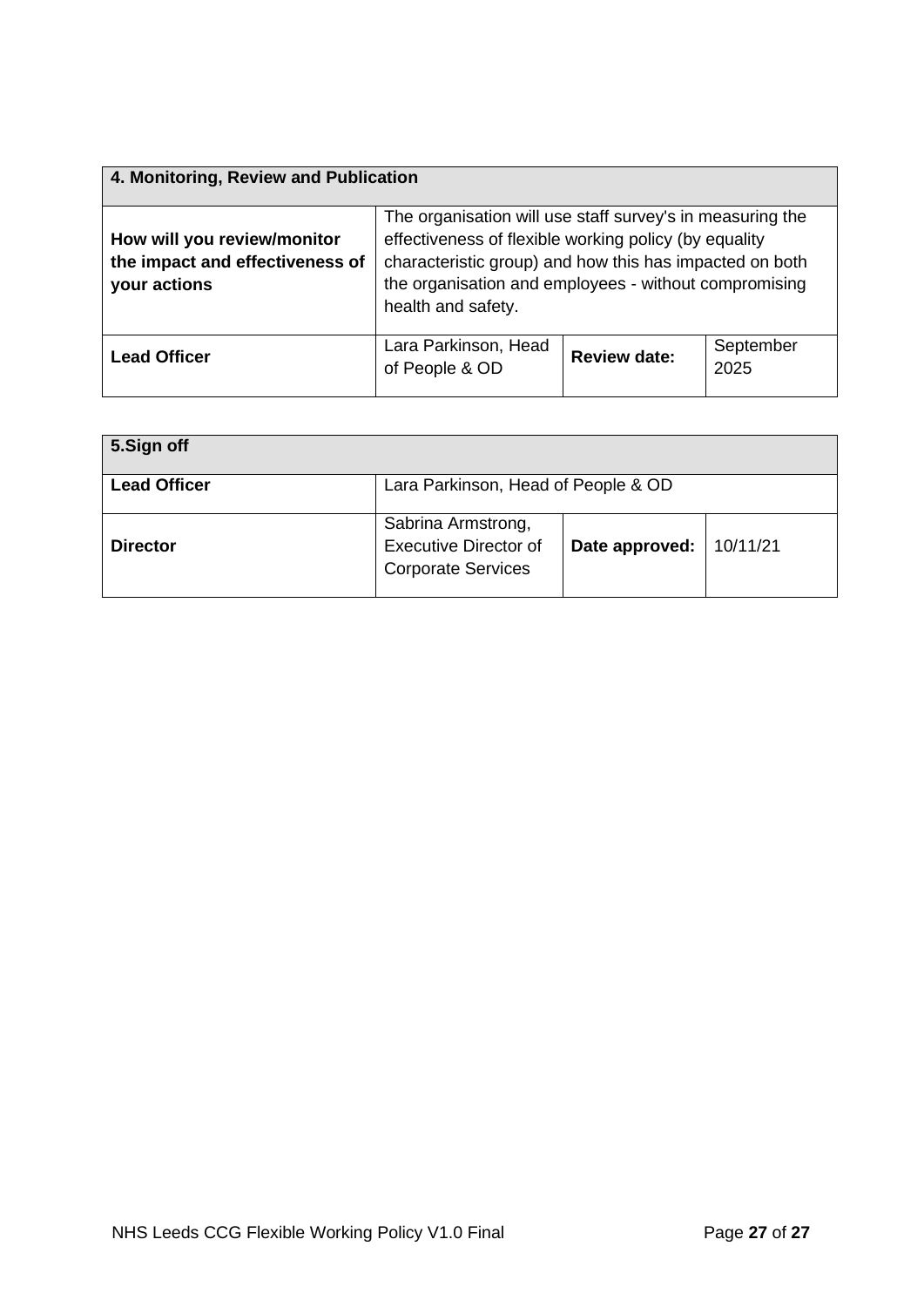| 4. Monitoring, Review and Publication | | | |
|---|---|---|---|
| **How will you review/monitor the impact and effectiveness of your actions** | The organisation will use staff survey's in measuring the effectiveness of flexible working policy (by equality characteristic group) and how this has impacted on both the organisation and employees - without compromising health and safety. | | |
| **Lead Officer** | Lara Parkinson, Head of People & OD | **Review date:** | September 2025 |

| 5.Sign off | | | |
|---|---|---|---|
| **Lead Officer** | Lara Parkinson, Head of People & OD | | |
| **Director** | Sabrina Armstrong, Executive Director of Corporate Services | **Date approved:** | 10/11/21 |